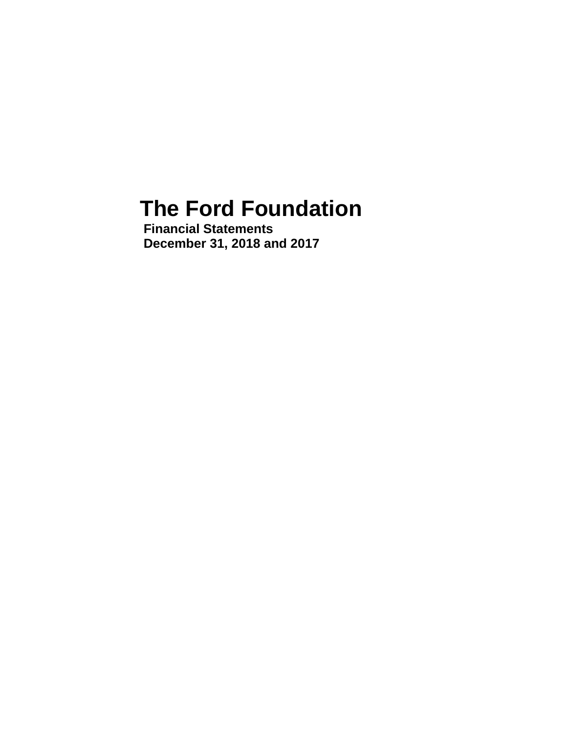# The Ford Foundation

**Financial Statements**
**December 31, 2018 and 2017**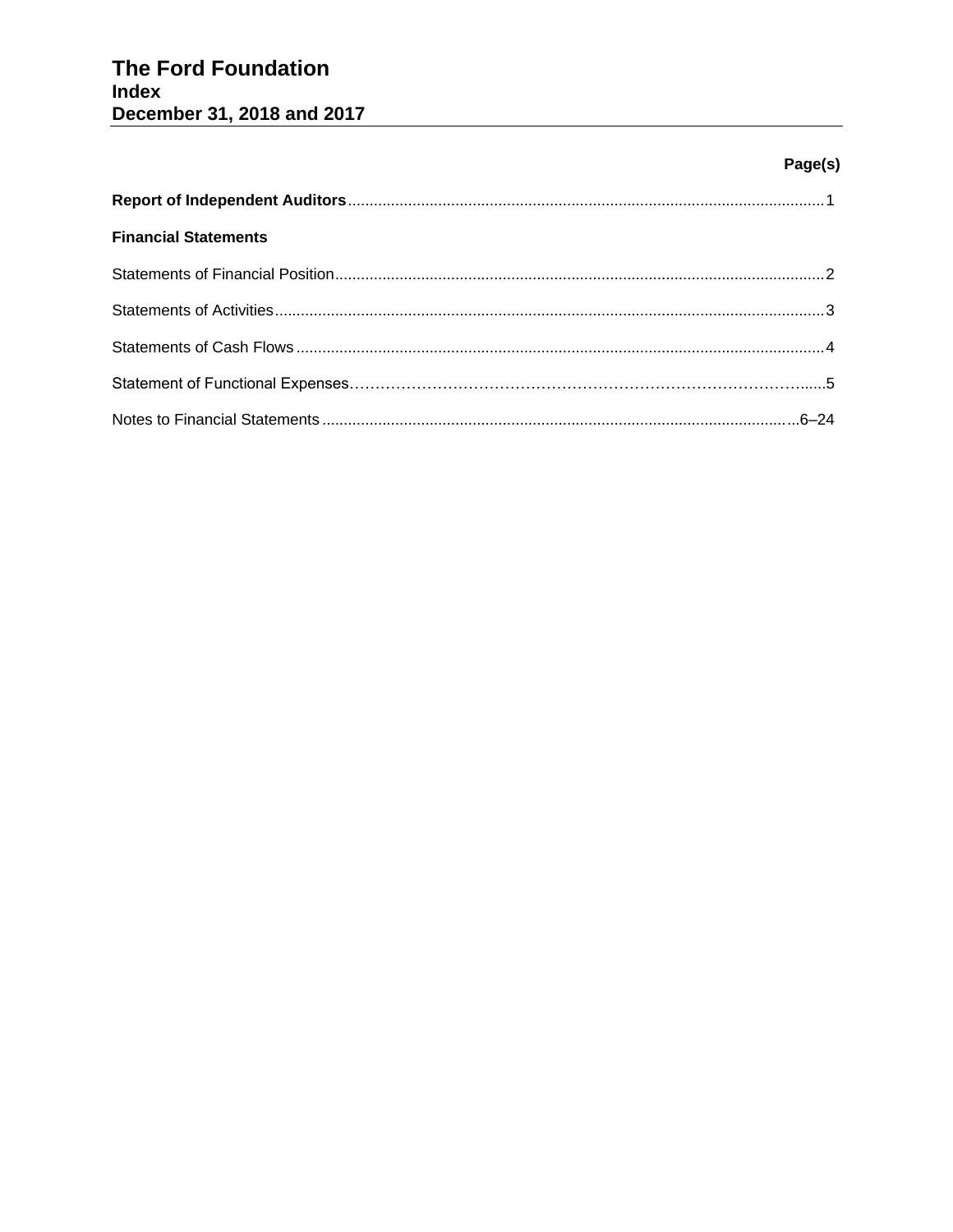# The Ford Foundation
## Index
## December 31, 2018 and 2017

| | Page(s) |
|---|---|
| **Report of Independent Auditors** | 1 |
| **Financial Statements** | |
| Statements of Financial Position | 2 |
| Statements of Activities | 3 |
| Statements of Cash Flows | 4 |
| Statement of Functional Expenses | 5 |
| Notes to Financial Statements | 6–24 |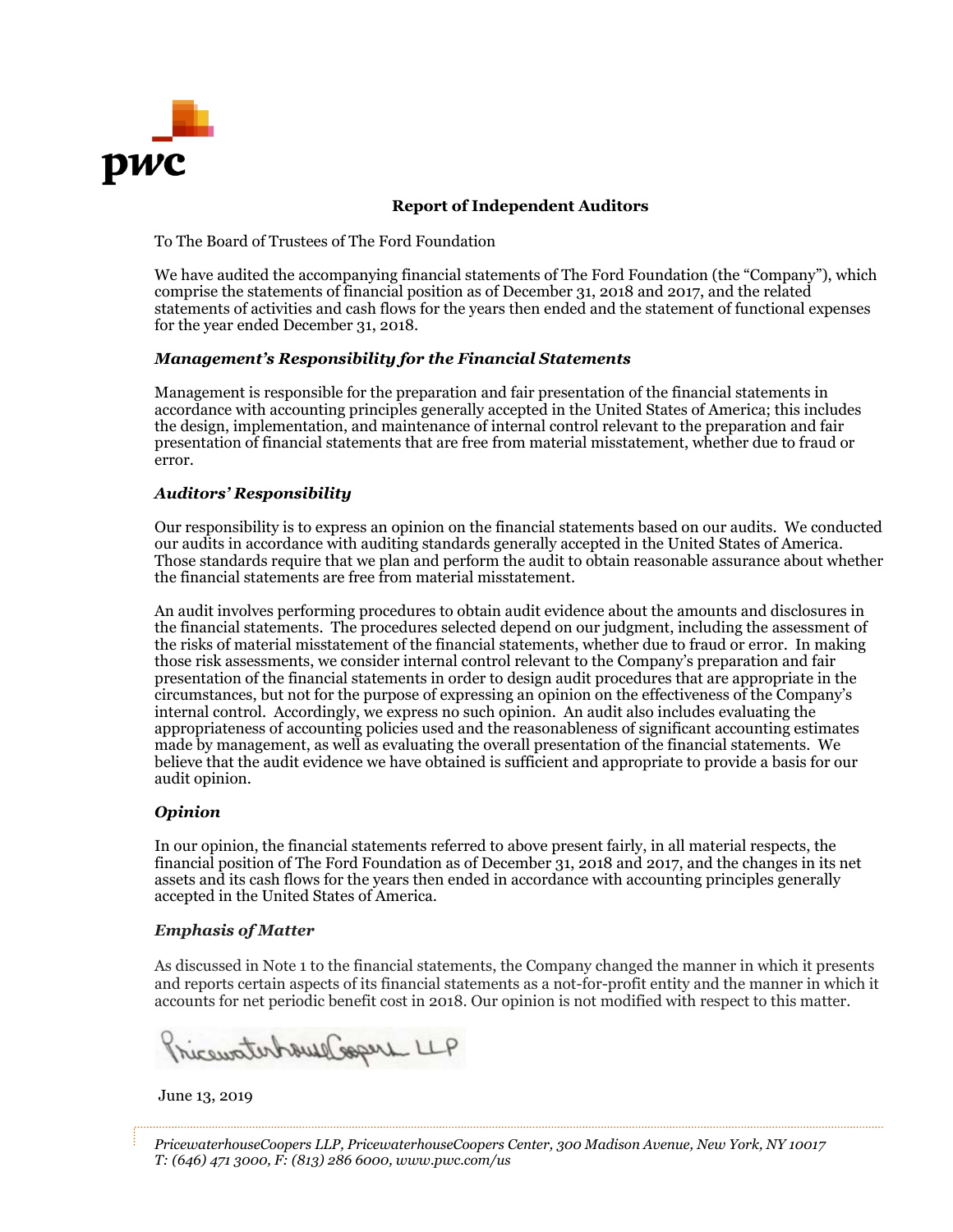# Report of Independent Auditors

To The Board of Trustees of The Ford Foundation

We have audited the accompanying financial statements of The Ford Foundation (the "Company"), which comprise the statements of financial position as of December 31, 2018 and 2017, and the related statements of activities and cash flows for the years then ended and the statement of functional expenses for the year ended December 31, 2018.

### *Management's Responsibility for the Financial Statements*

Management is responsible for the preparation and fair presentation of the financial statements in accordance with accounting principles generally accepted in the United States of America; this includes the design, implementation, and maintenance of internal control relevant to the preparation and fair presentation of financial statements that are free from material misstatement, whether due to fraud or error.

### *Auditors' Responsibility*

Our responsibility is to express an opinion on the financial statements based on our audits. We conducted our audits in accordance with auditing standards generally accepted in the United States of America. Those standards require that we plan and perform the audit to obtain reasonable assurance about whether the financial statements are free from material misstatement.

An audit involves performing procedures to obtain audit evidence about the amounts and disclosures in the financial statements. The procedures selected depend on our judgment, including the assessment of the risks of material misstatement of the financial statements, whether due to fraud or error. In making those risk assessments, we consider internal control relevant to the Company's preparation and fair presentation of the financial statements in order to design audit procedures that are appropriate in the circumstances, but not for the purpose of expressing an opinion on the effectiveness of the Company's internal control. Accordingly, we express no such opinion. An audit also includes evaluating the appropriateness of accounting policies used and the reasonableness of significant accounting estimates made by management, as well as evaluating the overall presentation of the financial statements. We believe that the audit evidence we have obtained is sufficient and appropriate to provide a basis for our audit opinion.

### *Opinion*

In our opinion, the financial statements referred to above present fairly, in all material respects, the financial position of The Ford Foundation as of December 31, 2018 and 2017, and the changes in its net assets and its cash flows for the years then ended in accordance with accounting principles generally accepted in the United States of America.

### *Emphasis of Matter*

As discussed in Note 1 to the financial statements, the Company changed the manner in which it presents and reports certain aspects of its financial statements as a not-for-profit entity and the manner in which it accounts for net periodic benefit cost in 2018. Our opinion is not modified with respect to this matter.

PricewaterhouseCoopers LLP

June 13, 2019

*PricewaterhouseCoopers LLP, PricewaterhouseCoopers Center, 300 Madison Avenue, New York, NY 10017*
*T: (646) 471 3000, F: (813) 286 6000, www.pwc.com/us*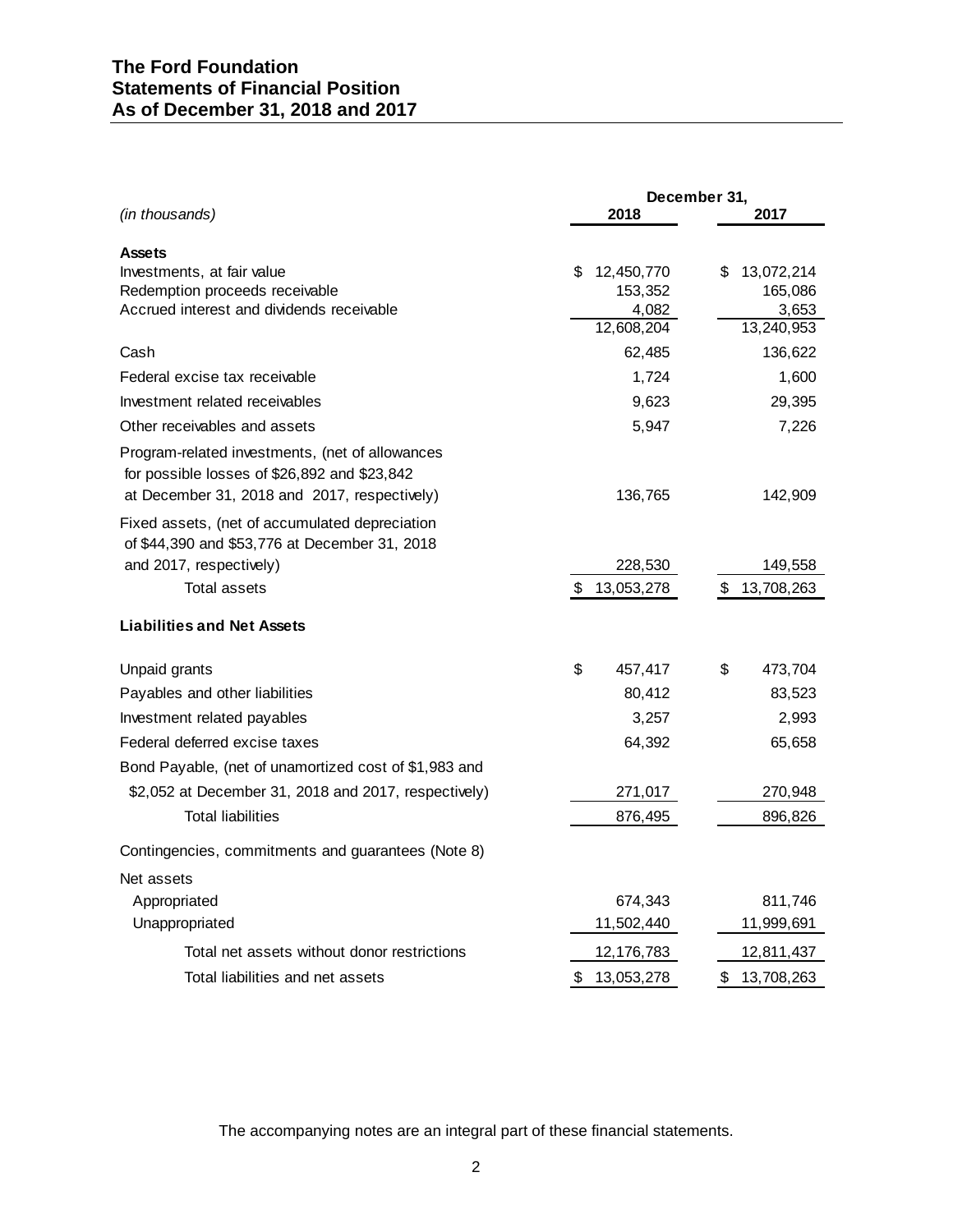# The Ford Foundation
## Statements of Financial Position
## As of December 31, 2018 and 2017

| *(in thousands)* | December 31, 2018 | December 31, 2017 |
|---|---|---|
| **Assets** | | |
| Investments, at fair value | $ 12,450,770 | $ 13,072,214 |
| Redemption proceeds receivable | 153,352 | 165,086 |
| Accrued interest and dividends receivable | 4,082 | 3,653 |
| | 12,608,204 | 13,240,953 |
| Cash | 62,485 | 136,622 |
| Federal excise tax receivable | 1,724 | 1,600 |
| Investment related receivables | 9,623 | 29,395 |
| Other receivables and assets | 5,947 | 7,226 |
| Program-related investments, (net of allowances for possible losses of $26,892 and $23,842 at December 31, 2018 and 2017, respectively) | 136,765 | 142,909 |
| Fixed assets, (net of accumulated depreciation of $44,390 and $53,776 at December 31, 2018 and 2017, respectively) | 228,530 | 149,558 |
| Total assets | $ 13,053,278 | $ 13,708,263 |
| **Liabilities and Net Assets** | | |
| Unpaid grants | $ 457,417 | $ 473,704 |
| Payables and other liabilities | 80,412 | 83,523 |
| Investment related payables | 3,257 | 2,993 |
| Federal deferred excise taxes | 64,392 | 65,658 |
| Bond Payable, (net of unamortized cost of $1,983 and $2,052 at December 31, 2018 and 2017, respectively) | 271,017 | 270,948 |
| Total liabilities | 876,495 | 896,826 |
| Contingencies, commitments and guarantees (Note 8) | | |
| Net assets | | |
| Appropriated | 674,343 | 811,746 |
| Unappropriated | 11,502,440 | 11,999,691 |
| Total net assets without donor restrictions | 12,176,783 | 12,811,437 |
| Total liabilities and net assets | $ 13,053,278 | $ 13,708,263 |

The accompanying notes are an integral part of these financial statements.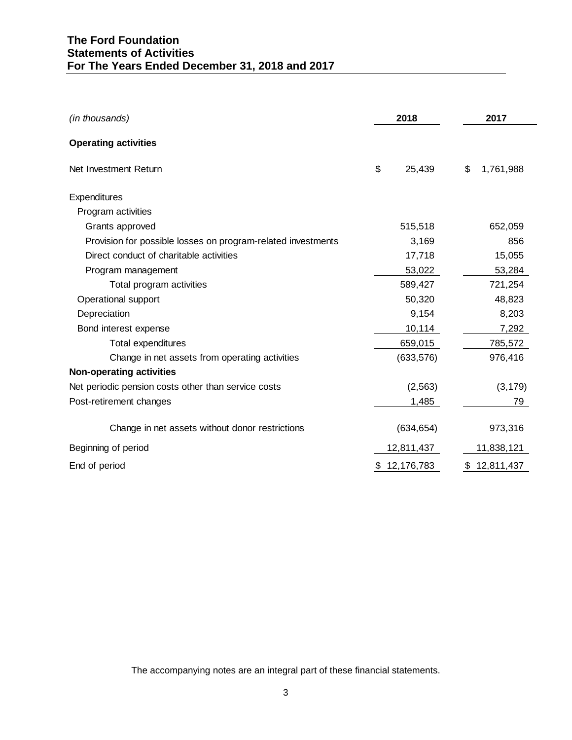# The Ford Foundation
## Statements of Activities
## For The Years Ended December 31, 2018 and 2017

| *(in thousands)* | 2018 | 2017 |
|---|---|---|
| **Operating activities** | | |
| Net Investment Return | $ 25,439 | $ 1,761,988 |
| Expenditures | | |
| Program activities | | |
| Grants approved | 515,518 | 652,059 |
| Provision for possible losses on program-related investments | 3,169 | 856 |
| Direct conduct of charitable activities | 17,718 | 15,055 |
| Program management | 53,022 | 53,284 |
| Total program activities | 589,427 | 721,254 |
| Operational support | 50,320 | 48,823 |
| Depreciation | 9,154 | 8,203 |
| Bond interest expense | 10,114 | 7,292 |
| Total expenditures | 659,015 | 785,572 |
| Change in net assets from operating activities | (633,576) | 976,416 |
| **Non-operating activities** | | |
| Net periodic pension costs other than service costs | (2,563) | (3,179) |
| Post-retirement changes | 1,485 | 79 |
| Change in net assets without donor restrictions | (634,654) | 973,316 |
| Beginning of period | 12,811,437 | 11,838,121 |
| End of period | $ 12,176,783 | $ 12,811,437 |

The accompanying notes are an integral part of these financial statements.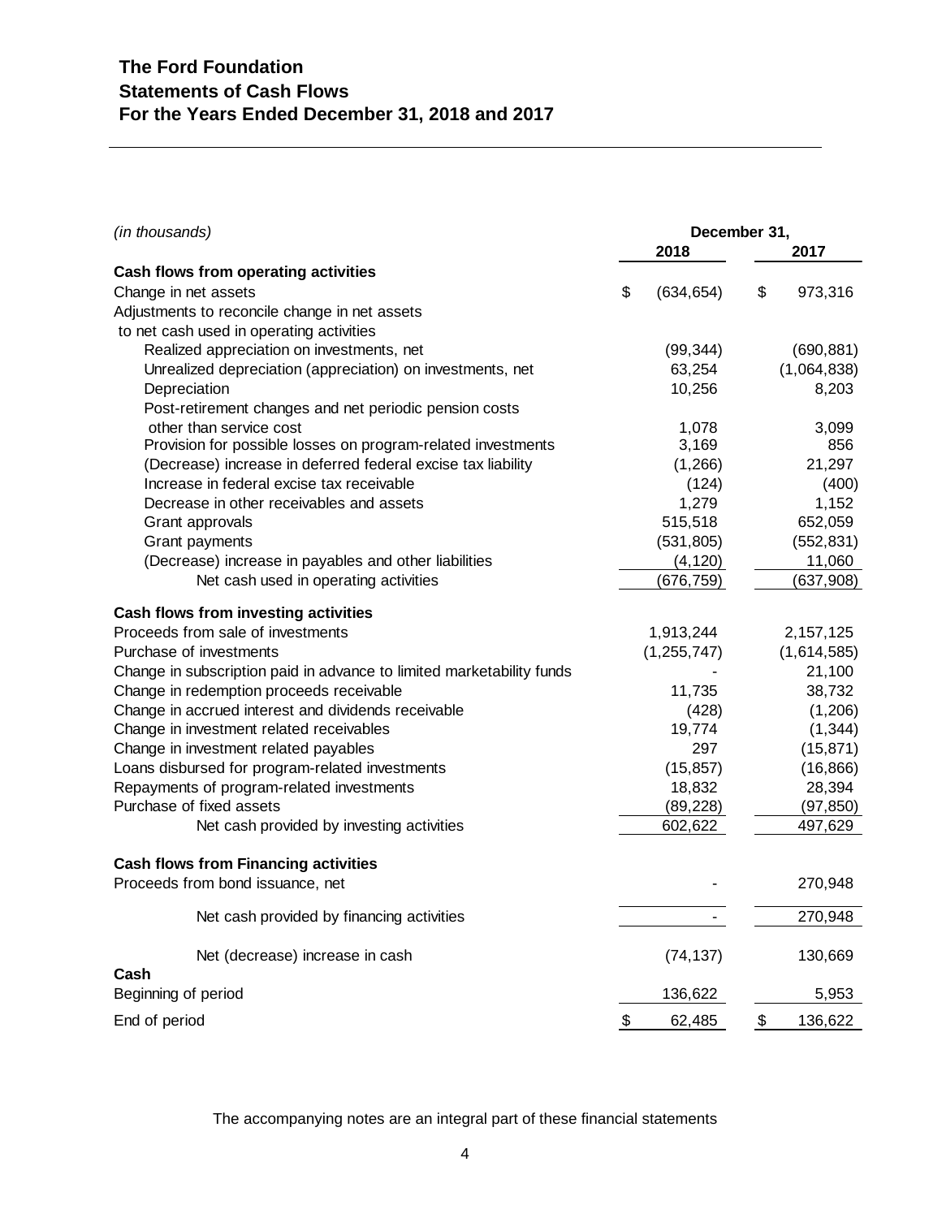## The Ford Foundation
## Statements of Cash Flows
## For the Years Ended December 31, 2018 and 2017

| *(in thousands)* | December 31, 2018 | December 31, 2017 |
|---|---|---|
| **Cash flows from operating activities** | | |
| Change in net assets | $ (634,654) | $ 973,316 |
| Adjustments to reconcile change in net assets to net cash used in operating activities | | |
| Realized appreciation on investments, net | (99,344) | (690,881) |
| Unrealized depreciation (appreciation) on investments, net | 63,254 | (1,064,838) |
| Depreciation | 10,256 | 8,203 |
| Post-retirement changes and net periodic pension costs other than service cost | 1,078 | 3,099 |
| Provision for possible losses on program-related investments | 3,169 | 856 |
| (Decrease) increase in deferred federal excise tax liability | (1,266) | 21,297 |
| Increase in federal excise tax receivable | (124) | (400) |
| Decrease in other receivables and assets | 1,279 | 1,152 |
| Grant approvals | 515,518 | 652,059 |
| Grant payments | (531,805) | (552,831) |
| (Decrease) increase in payables and other liabilities | (4,120) | 11,060 |
| Net cash used in operating activities | (676,759) | (637,908) |
| **Cash flows from investing activities** | | |
| Proceeds from sale of investments | 1,913,244 | 2,157,125 |
| Purchase of investments | (1,255,747) | (1,614,585) |
| Change in subscription paid in advance to limited marketability funds | - | 21,100 |
| Change in redemption proceeds receivable | 11,735 | 38,732 |
| Change in accrued interest and dividends receivable | (428) | (1,206) |
| Change in investment related receivables | 19,774 | (1,344) |
| Change in investment related payables | 297 | (15,871) |
| Loans disbursed for program-related investments | (15,857) | (16,866) |
| Repayments of program-related investments | 18,832 | 28,394 |
| Purchase of fixed assets | (89,228) | (97,850) |
| Net cash provided by investing activities | 602,622 | 497,629 |
| **Cash flows from Financing activities** | | |
| Proceeds from bond issuance, net | - | 270,948 |
| Net cash provided by financing activities | - | 270,948 |
| Net (decrease) increase in cash | (74,137) | 130,669 |
| **Cash** | | |
| Beginning of period | 136,622 | 5,953 |
| End of period | $ 62,485 | $ 136,622 |

The accompanying notes are an integral part of these financial statements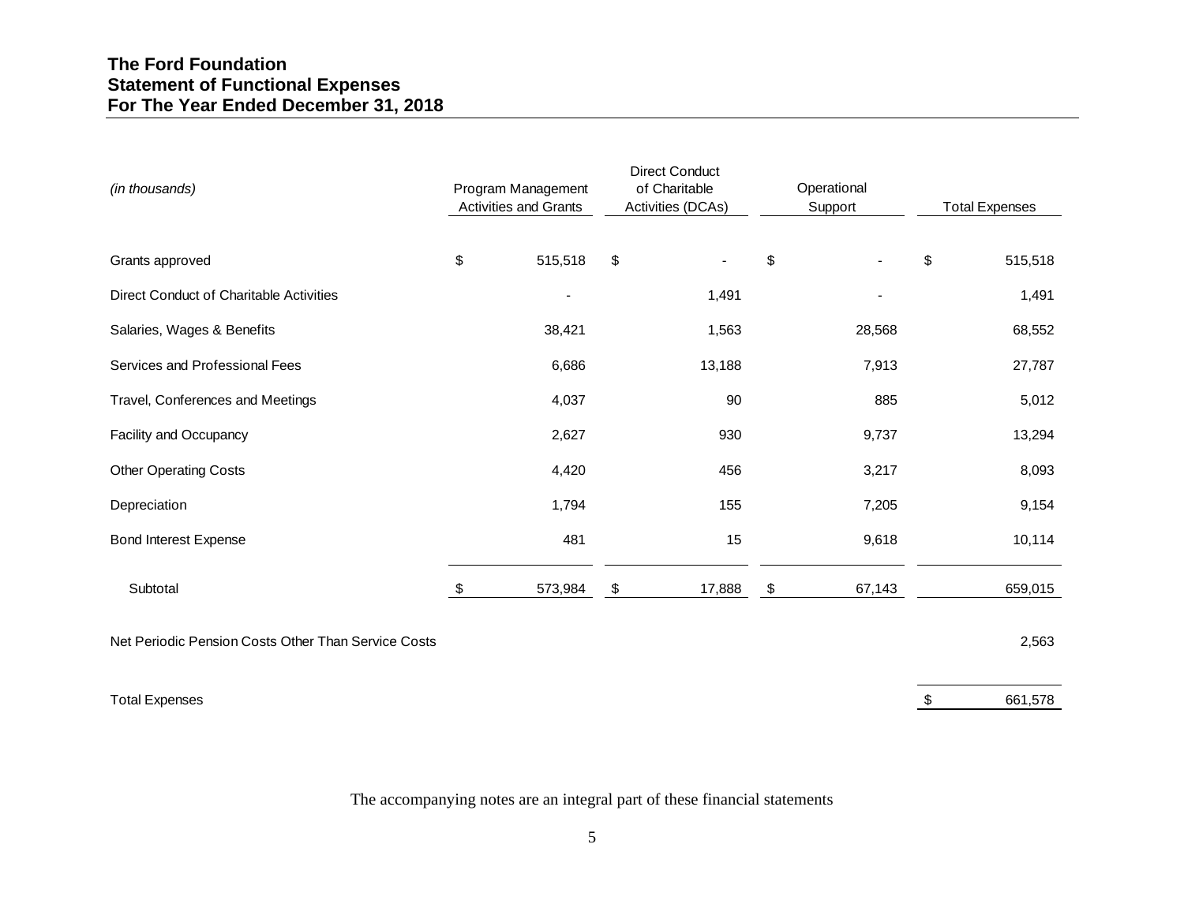# The Ford Foundation
## Statement of Functional Expenses
## For The Year Ended December 31, 2018

| *(in thousands)* | Program Management Activities and Grants | Direct Conduct of Charitable Activities (DCAs) | Operational Support | Total Expenses |
|---|---|---|---|---|
| Grants approved | $ 515,518 | $ - | $ - | $ 515,518 |
| Direct Conduct of Charitable Activities | - | 1,491 | - | 1,491 |
| Salaries, Wages & Benefits | 38,421 | 1,563 | 28,568 | 68,552 |
| Services and Professional Fees | 6,686 | 13,188 | 7,913 | 27,787 |
| Travel, Conferences and Meetings | 4,037 | 90 | 885 | 5,012 |
| Facility and Occupancy | 2,627 | 930 | 9,737 | 13,294 |
| Other Operating Costs | 4,420 | 456 | 3,217 | 8,093 |
| Depreciation | 1,794 | 155 | 7,205 | 9,154 |
| Bond Interest Expense | 481 | 15 | 9,618 | 10,114 |
| Subtotal | $ 573,984 | $ 17,888 | $ 67,143 | 659,015 |
| Net Periodic Pension Costs Other Than Service Costs | | | | 2,563 |
| Total Expenses | | | | $ 661,578 |

The accompanying notes are an integral part of these financial statements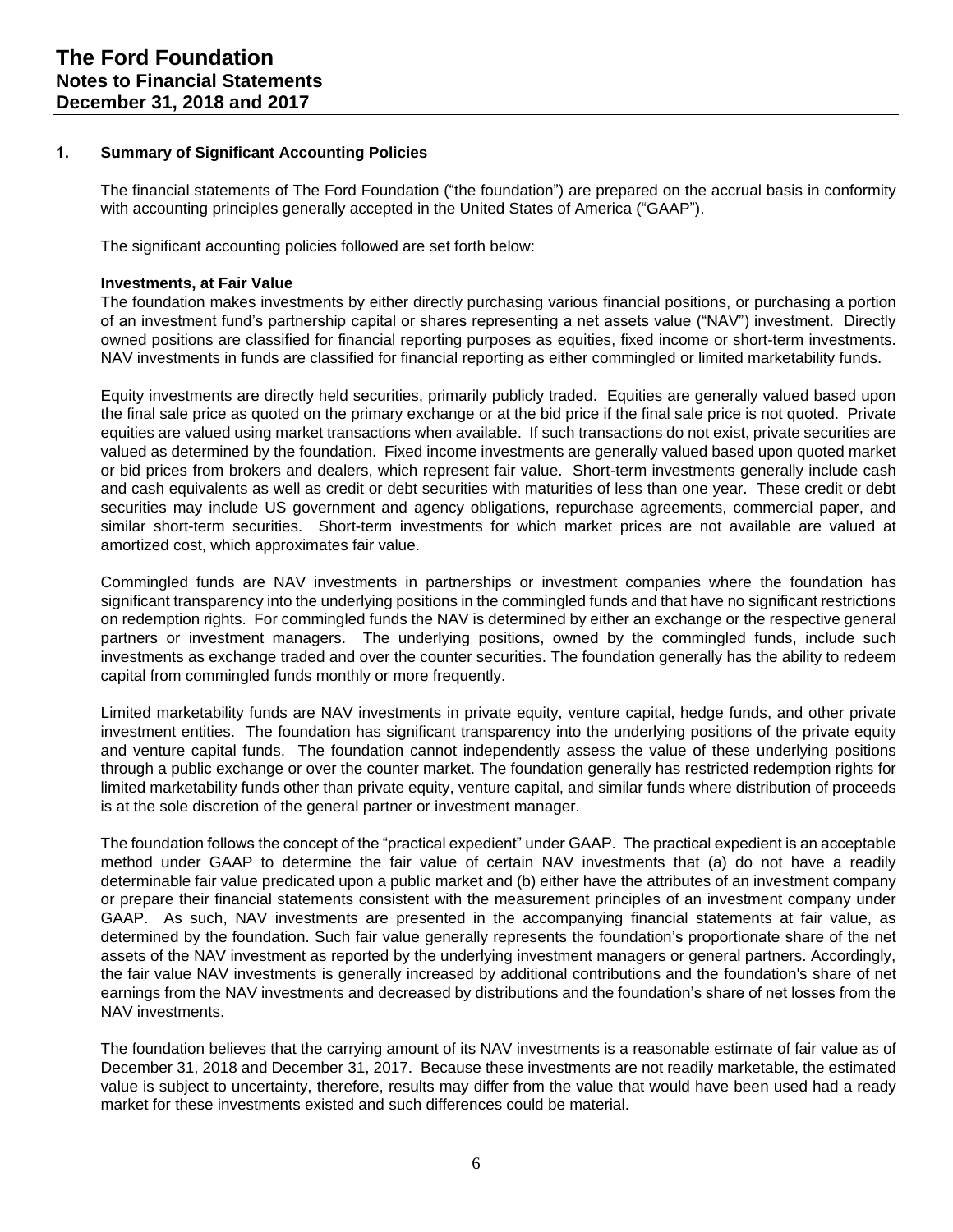## 1. Summary of Significant Accounting Policies

The financial statements of The Ford Foundation ("the foundation") are prepared on the accrual basis in conformity with accounting principles generally accepted in the United States of America ("GAAP").

The significant accounting policies followed are set forth below:

**Investments, at Fair Value**

The foundation makes investments by either directly purchasing various financial positions, or purchasing a portion of an investment fund's partnership capital or shares representing a net assets value ("NAV") investment. Directly owned positions are classified for financial reporting purposes as equities, fixed income or short-term investments. NAV investments in funds are classified for financial reporting as either commingled or limited marketability funds.

Equity investments are directly held securities, primarily publicly traded. Equities are generally valued based upon the final sale price as quoted on the primary exchange or at the bid price if the final sale price is not quoted. Private equities are valued using market transactions when available. If such transactions do not exist, private securities are valued as determined by the foundation. Fixed income investments are generally valued based upon quoted market or bid prices from brokers and dealers, which represent fair value. Short-term investments generally include cash and cash equivalents as well as credit or debt securities with maturities of less than one year. These credit or debt securities may include US government and agency obligations, repurchase agreements, commercial paper, and similar short-term securities. Short-term investments for which market prices are not available are valued at amortized cost, which approximates fair value.

Commingled funds are NAV investments in partnerships or investment companies where the foundation has significant transparency into the underlying positions in the commingled funds and that have no significant restrictions on redemption rights. For commingled funds the NAV is determined by either an exchange or the respective general partners or investment managers. The underlying positions, owned by the commingled funds, include such investments as exchange traded and over the counter securities. The foundation generally has the ability to redeem capital from commingled funds monthly or more frequently.

Limited marketability funds are NAV investments in private equity, venture capital, hedge funds, and other private investment entities. The foundation has significant transparency into the underlying positions of the private equity and venture capital funds. The foundation cannot independently assess the value of these underlying positions through a public exchange or over the counter market. The foundation generally has restricted redemption rights for limited marketability funds other than private equity, venture capital, and similar funds where distribution of proceeds is at the sole discretion of the general partner or investment manager.

The foundation follows the concept of the "practical expedient" under GAAP. The practical expedient is an acceptable method under GAAP to determine the fair value of certain NAV investments that (a) do not have a readily determinable fair value predicated upon a public market and (b) either have the attributes of an investment company or prepare their financial statements consistent with the measurement principles of an investment company under GAAP. As such, NAV investments are presented in the accompanying financial statements at fair value, as determined by the foundation. Such fair value generally represents the foundation's proportionate share of the net assets of the NAV investment as reported by the underlying investment managers or general partners. Accordingly, the fair value NAV investments is generally increased by additional contributions and the foundation's share of net earnings from the NAV investments and decreased by distributions and the foundation's share of net losses from the NAV investments.

The foundation believes that the carrying amount of its NAV investments is a reasonable estimate of fair value as of December 31, 2018 and December 31, 2017. Because these investments are not readily marketable, the estimated value is subject to uncertainty, therefore, results may differ from the value that would have been used had a ready market for these investments existed and such differences could be material.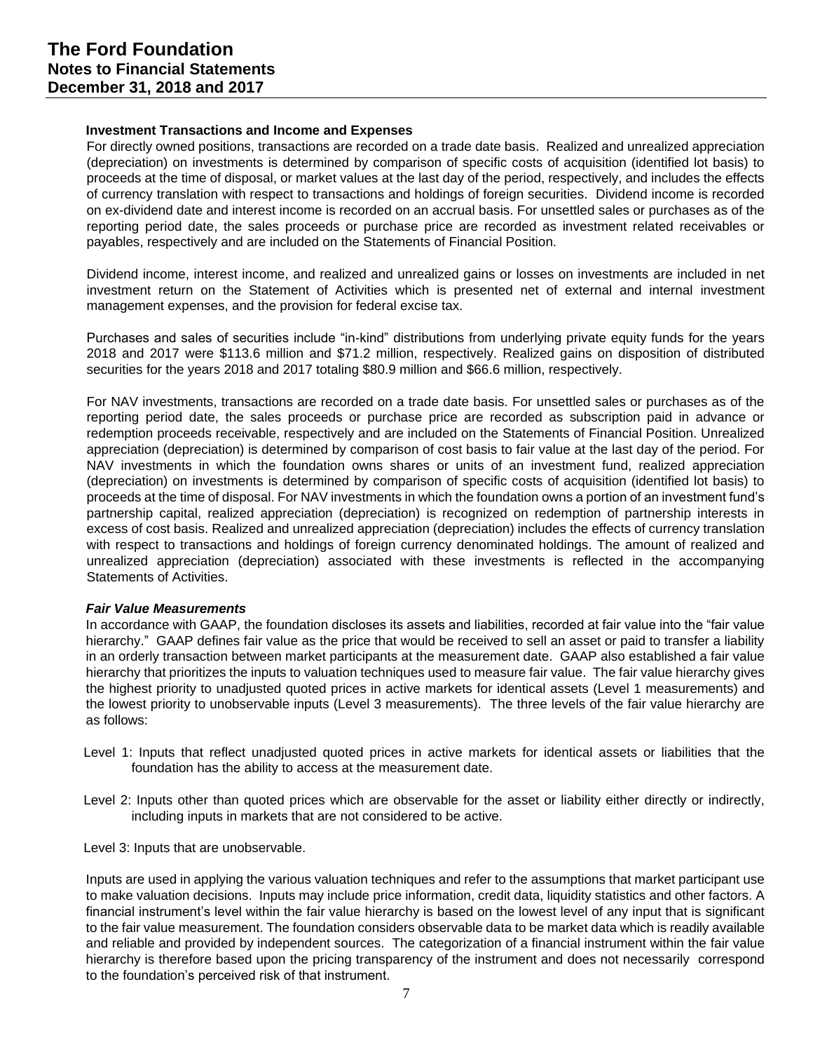#### Investment Transactions and Income and Expenses

For directly owned positions, transactions are recorded on a trade date basis. Realized and unrealized appreciation (depreciation) on investments is determined by comparison of specific costs of acquisition (identified lot basis) to proceeds at the time of disposal, or market values at the last day of the period, respectively, and includes the effects of currency translation with respect to transactions and holdings of foreign securities. Dividend income is recorded on ex-dividend date and interest income is recorded on an accrual basis. For unsettled sales or purchases as of the reporting period date, the sales proceeds or purchase price are recorded as investment related receivables or payables, respectively and are included on the Statements of Financial Position.

Dividend income, interest income, and realized and unrealized gains or losses on investments are included in net investment return on the Statement of Activities which is presented net of external and internal investment management expenses, and the provision for federal excise tax.

Purchases and sales of securities include "in-kind" distributions from underlying private equity funds for the years 2018 and 2017 were \$113.6 million and \$71.2 million, respectively. Realized gains on disposition of distributed securities for the years 2018 and 2017 totaling \$80.9 million and \$66.6 million, respectively.

For NAV investments, transactions are recorded on a trade date basis. For unsettled sales or purchases as of the reporting period date, the sales proceeds or purchase price are recorded as subscription paid in advance or redemption proceeds receivable, respectively and are included on the Statements of Financial Position. Unrealized appreciation (depreciation) is determined by comparison of cost basis to fair value at the last day of the period. For NAV investments in which the foundation owns shares or units of an investment fund, realized appreciation (depreciation) on investments is determined by comparison of specific costs of acquisition (identified lot basis) to proceeds at the time of disposal. For NAV investments in which the foundation owns a portion of an investment fund's partnership capital, realized appreciation (depreciation) is recognized on redemption of partnership interests in excess of cost basis. Realized and unrealized appreciation (depreciation) includes the effects of currency translation with respect to transactions and holdings of foreign currency denominated holdings. The amount of realized and unrealized appreciation (depreciation) associated with these investments is reflected in the accompanying Statements of Activities.

#### *Fair Value Measurements*

In accordance with GAAP, the foundation discloses its assets and liabilities, recorded at fair value into the "fair value hierarchy." GAAP defines fair value as the price that would be received to sell an asset or paid to transfer a liability in an orderly transaction between market participants at the measurement date. GAAP also established a fair value hierarchy that prioritizes the inputs to valuation techniques used to measure fair value. The fair value hierarchy gives the highest priority to unadjusted quoted prices in active markets for identical assets (Level 1 measurements) and the lowest priority to unobservable inputs (Level 3 measurements). The three levels of the fair value hierarchy are as follows:

Level 1: Inputs that reflect unadjusted quoted prices in active markets for identical assets or liabilities that the foundation has the ability to access at the measurement date.

Level 2: Inputs other than quoted prices which are observable for the asset or liability either directly or indirectly, including inputs in markets that are not considered to be active.

Level 3: Inputs that are unobservable.

Inputs are used in applying the various valuation techniques and refer to the assumptions that market participant use to make valuation decisions. Inputs may include price information, credit data, liquidity statistics and other factors. A financial instrument's level within the fair value hierarchy is based on the lowest level of any input that is significant to the fair value measurement. The foundation considers observable data to be market data which is readily available and reliable and provided by independent sources. The categorization of a financial instrument within the fair value hierarchy is therefore based upon the pricing transparency of the instrument and does not necessarily correspond to the foundation's perceived risk of that instrument.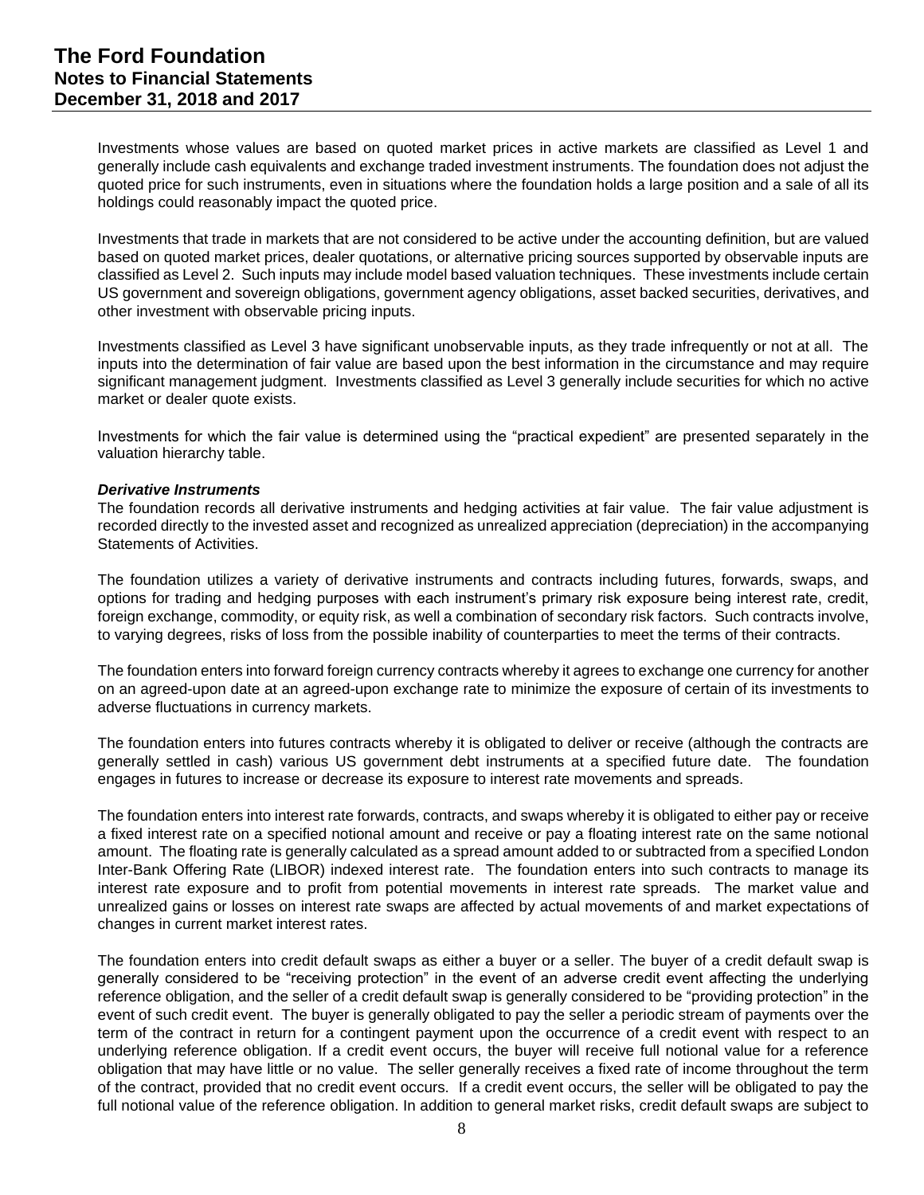Investments whose values are based on quoted market prices in active markets are classified as Level 1 and generally include cash equivalents and exchange traded investment instruments. The foundation does not adjust the quoted price for such instruments, even in situations where the foundation holds a large position and a sale of all its holdings could reasonably impact the quoted price.

Investments that trade in markets that are not considered to be active under the accounting definition, but are valued based on quoted market prices, dealer quotations, or alternative pricing sources supported by observable inputs are classified as Level 2. Such inputs may include model based valuation techniques. These investments include certain US government and sovereign obligations, government agency obligations, asset backed securities, derivatives, and other investment with observable pricing inputs.

Investments classified as Level 3 have significant unobservable inputs, as they trade infrequently or not at all. The inputs into the determination of fair value are based upon the best information in the circumstance and may require significant management judgment. Investments classified as Level 3 generally include securities for which no active market or dealer quote exists.

Investments for which the fair value is determined using the "practical expedient" are presented separately in the valuation hierarchy table.

***Derivative Instruments***

The foundation records all derivative instruments and hedging activities at fair value. The fair value adjustment is recorded directly to the invested asset and recognized as unrealized appreciation (depreciation) in the accompanying Statements of Activities.

The foundation utilizes a variety of derivative instruments and contracts including futures, forwards, swaps, and options for trading and hedging purposes with each instrument's primary risk exposure being interest rate, credit, foreign exchange, commodity, or equity risk, as well a combination of secondary risk factors. Such contracts involve, to varying degrees, risks of loss from the possible inability of counterparties to meet the terms of their contracts.

The foundation enters into forward foreign currency contracts whereby it agrees to exchange one currency for another on an agreed-upon date at an agreed-upon exchange rate to minimize the exposure of certain of its investments to adverse fluctuations in currency markets.

The foundation enters into futures contracts whereby it is obligated to deliver or receive (although the contracts are generally settled in cash) various US government debt instruments at a specified future date. The foundation engages in futures to increase or decrease its exposure to interest rate movements and spreads.

The foundation enters into interest rate forwards, contracts, and swaps whereby it is obligated to either pay or receive a fixed interest rate on a specified notional amount and receive or pay a floating interest rate on the same notional amount. The floating rate is generally calculated as a spread amount added to or subtracted from a specified London Inter-Bank Offering Rate (LIBOR) indexed interest rate. The foundation enters into such contracts to manage its interest rate exposure and to profit from potential movements in interest rate spreads. The market value and unrealized gains or losses on interest rate swaps are affected by actual movements of and market expectations of changes in current market interest rates.

The foundation enters into credit default swaps as either a buyer or a seller. The buyer of a credit default swap is generally considered to be "receiving protection" in the event of an adverse credit event affecting the underlying reference obligation, and the seller of a credit default swap is generally considered to be "providing protection" in the event of such credit event. The buyer is generally obligated to pay the seller a periodic stream of payments over the term of the contract in return for a contingent payment upon the occurrence of a credit event with respect to an underlying reference obligation. If a credit event occurs, the buyer will receive full notional value for a reference obligation that may have little or no value. The seller generally receives a fixed rate of income throughout the term of the contract, provided that no credit event occurs. If a credit event occurs, the seller will be obligated to pay the full notional value of the reference obligation. In addition to general market risks, credit default swaps are subject to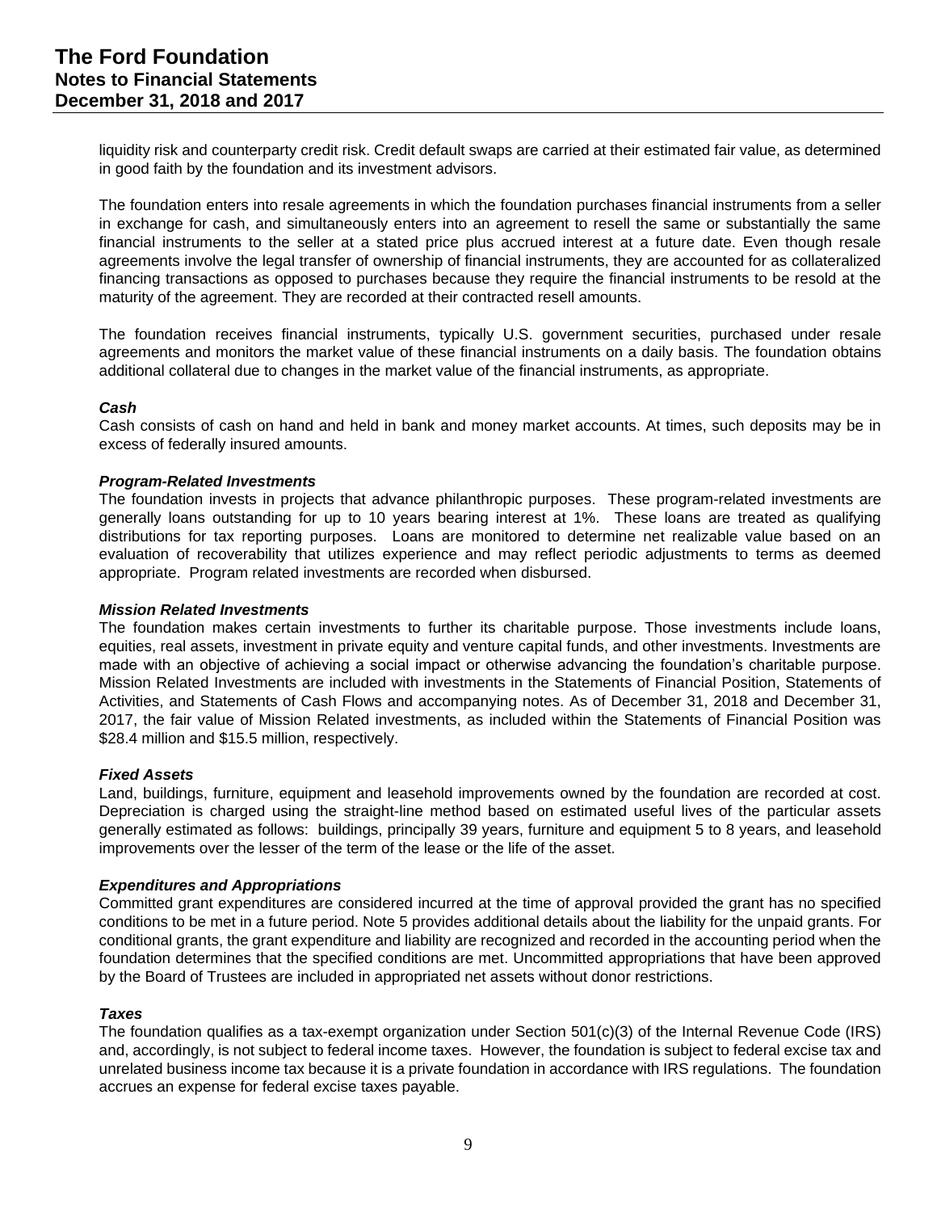liquidity risk and counterparty credit risk. Credit default swaps are carried at their estimated fair value, as determined in good faith by the foundation and its investment advisors.

The foundation enters into resale agreements in which the foundation purchases financial instruments from a seller in exchange for cash, and simultaneously enters into an agreement to resell the same or substantially the same financial instruments to the seller at a stated price plus accrued interest at a future date. Even though resale agreements involve the legal transfer of ownership of financial instruments, they are accounted for as collateralized financing transactions as opposed to purchases because they require the financial instruments to be resold at the maturity of the agreement. They are recorded at their contracted resell amounts.

The foundation receives financial instruments, typically U.S. government securities, purchased under resale agreements and monitors the market value of these financial instruments on a daily basis. The foundation obtains additional collateral due to changes in the market value of the financial instruments, as appropriate.

***Cash***

Cash consists of cash on hand and held in bank and money market accounts. At times, such deposits may be in excess of federally insured amounts.

***Program-Related Investments***

The foundation invests in projects that advance philanthropic purposes. These program-related investments are generally loans outstanding for up to 10 years bearing interest at 1%. These loans are treated as qualifying distributions for tax reporting purposes. Loans are monitored to determine net realizable value based on an evaluation of recoverability that utilizes experience and may reflect periodic adjustments to terms as deemed appropriate. Program related investments are recorded when disbursed.

***Mission Related Investments***

The foundation makes certain investments to further its charitable purpose. Those investments include loans, equities, real assets, investment in private equity and venture capital funds, and other investments. Investments are made with an objective of achieving a social impact or otherwise advancing the foundation's charitable purpose. Mission Related Investments are included with investments in the Statements of Financial Position, Statements of Activities, and Statements of Cash Flows and accompanying notes. As of December 31, 2018 and December 31, 2017, the fair value of Mission Related investments, as included within the Statements of Financial Position was $28.4 million and $15.5 million, respectively.

***Fixed Assets***

Land, buildings, furniture, equipment and leasehold improvements owned by the foundation are recorded at cost. Depreciation is charged using the straight-line method based on estimated useful lives of the particular assets generally estimated as follows: buildings, principally 39 years, furniture and equipment 5 to 8 years, and leasehold improvements over the lesser of the term of the lease or the life of the asset.

***Expenditures and Appropriations***

Committed grant expenditures are considered incurred at the time of approval provided the grant has no specified conditions to be met in a future period. Note 5 provides additional details about the liability for the unpaid grants. For conditional grants, the grant expenditure and liability are recognized and recorded in the accounting period when the foundation determines that the specified conditions are met. Uncommitted appropriations that have been approved by the Board of Trustees are included in appropriated net assets without donor restrictions.

***Taxes***

The foundation qualifies as a tax-exempt organization under Section 501(c)(3) of the Internal Revenue Code (IRS) and, accordingly, is not subject to federal income taxes. However, the foundation is subject to federal excise tax and unrelated business income tax because it is a private foundation in accordance with IRS regulations. The foundation accrues an expense for federal excise taxes payable.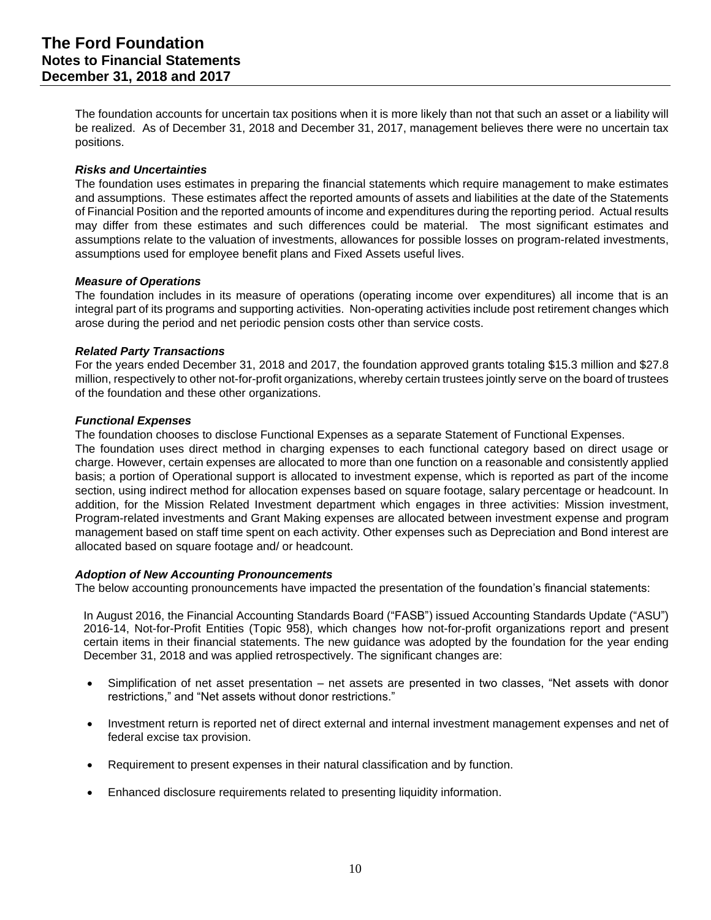The foundation accounts for uncertain tax positions when it is more likely than not that such an asset or a liability will be realized. As of December 31, 2018 and December 31, 2017, management believes there were no uncertain tax positions.

### *Risks and Uncertainties*

The foundation uses estimates in preparing the financial statements which require management to make estimates and assumptions. These estimates affect the reported amounts of assets and liabilities at the date of the Statements of Financial Position and the reported amounts of income and expenditures during the reporting period. Actual results may differ from these estimates and such differences could be material. The most significant estimates and assumptions relate to the valuation of investments, allowances for possible losses on program-related investments, assumptions used for employee benefit plans and Fixed Assets useful lives.

### *Measure of Operations*

The foundation includes in its measure of operations (operating income over expenditures) all income that is an integral part of its programs and supporting activities. Non-operating activities include post retirement changes which arose during the period and net periodic pension costs other than service costs.

### *Related Party Transactions*

For the years ended December 31, 2018 and 2017, the foundation approved grants totaling $15.3 million and $27.8 million, respectively to other not-for-profit organizations, whereby certain trustees jointly serve on the board of trustees of the foundation and these other organizations.

### *Functional Expenses*

The foundation chooses to disclose Functional Expenses as a separate Statement of Functional Expenses.
The foundation uses direct method in charging expenses to each functional category based on direct usage or charge. However, certain expenses are allocated to more than one function on a reasonable and consistently applied basis; a portion of Operational support is allocated to investment expense, which is reported as part of the income section, using indirect method for allocation expenses based on square footage, salary percentage or headcount. In addition, for the Mission Related Investment department which engages in three activities: Mission investment, Program-related investments and Grant Making expenses are allocated between investment expense and program management based on staff time spent on each activity. Other expenses such as Depreciation and Bond interest are allocated based on square footage and/ or headcount.

### *Adoption of New Accounting Pronouncements*

The below accounting pronouncements have impacted the presentation of the foundation's financial statements:

In August 2016, the Financial Accounting Standards Board ("FASB") issued Accounting Standards Update ("ASU") 2016-14, Not-for-Profit Entities (Topic 958), which changes how not-for-profit organizations report and present certain items in their financial statements. The new guidance was adopted by the foundation for the year ending December 31, 2018 and was applied retrospectively. The significant changes are:

- Simplification of net asset presentation – net assets are presented in two classes, "Net assets with donor restrictions," and "Net assets without donor restrictions."
- Investment return is reported net of direct external and internal investment management expenses and net of federal excise tax provision.
- Requirement to present expenses in their natural classification and by function.
- Enhanced disclosure requirements related to presenting liquidity information.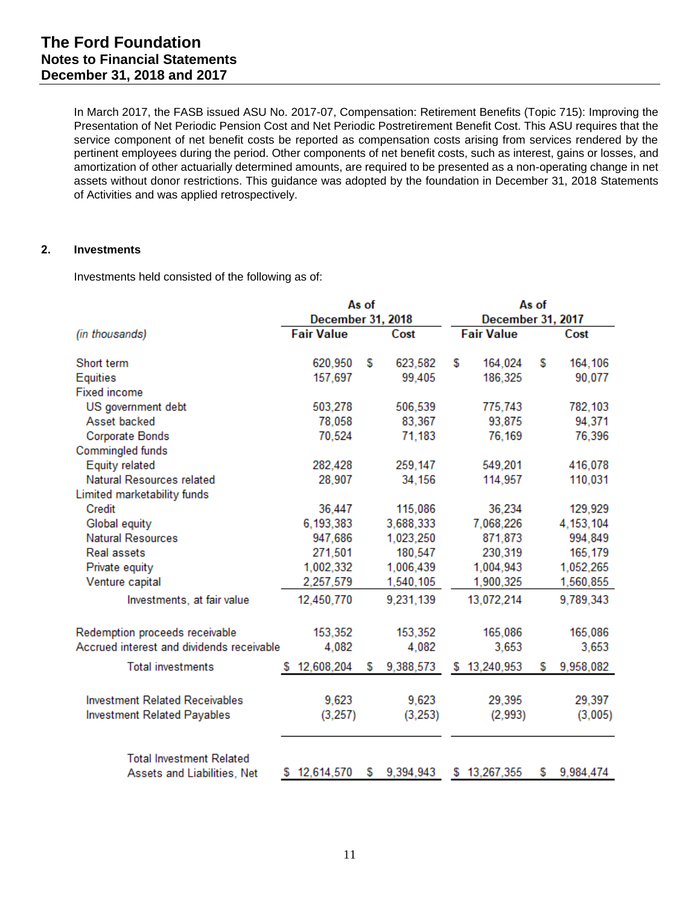In March 2017, the FASB issued ASU No. 2017-07, Compensation: Retirement Benefits (Topic 715): Improving the Presentation of Net Periodic Pension Cost and Net Periodic Postretirement Benefit Cost. This ASU requires that the service component of net benefit costs be reported as compensation costs arising from services rendered by the pertinent employees during the period. Other components of net benefit costs, such as interest, gains or losses, and amortization of other actuarially determined amounts, are required to be presented as a non-operating change in net assets without donor restrictions. This guidance was adopted by the foundation in December 31, 2018 Statements of Activities and was applied retrospectively.

## 2. Investments

Investments held consisted of the following as of:

| *(in thousands)* | As of December 31, 2018 Fair Value | As of December 31, 2018 Cost | As of December 31, 2017 Fair Value | As of December 31, 2017 Cost |
|---|---|---|---|---|
| Short term | 620,950 | $ 623,582 | $ 164,024 | $ 164,106 |
| Equities | 157,697 | 99,405 | 186,325 | 90,077 |
| Fixed income | | | | |
| US government debt | 503,278 | 506,539 | 775,743 | 782,103 |
| Asset backed | 78,058 | 83,367 | 93,875 | 94,371 |
| Corporate Bonds | 70,524 | 71,183 | 76,169 | 76,396 |
| Commingled funds | | | | |
| Equity related | 282,428 | 259,147 | 549,201 | 416,078 |
| Natural Resources related | 28,907 | 34,156 | 114,957 | 110,031 |
| Limited marketability funds | | | | |
| Credit | 36,447 | 115,086 | 36,234 | 129,929 |
| Global equity | 6,193,383 | 3,688,333 | 7,068,226 | 4,153,104 |
| Natural Resources | 947,686 | 1,023,250 | 871,873 | 994,849 |
| Real assets | 271,501 | 180,547 | 230,319 | 165,179 |
| Private equity | 1,002,332 | 1,006,439 | 1,004,943 | 1,052,265 |
| Venture capital | 2,257,579 | 1,540,105 | 1,900,325 | 1,560,855 |
| Investments, at fair value | 12,450,770 | 9,231,139 | 13,072,214 | 9,789,343 |
| Redemption proceeds receivable | 153,352 | 153,352 | 165,086 | 165,086 |
| Accrued interest and dividends receivable | 4,082 | 4,082 | 3,653 | 3,653 |
| Total investments | $ 12,608,204 | $ 9,388,573 | $ 13,240,953 | $ 9,958,082 |
| Investment Related Receivables | 9,623 | 9,623 | 29,395 | 29,397 |
| Investment Related Payables | (3,257) | (3,253) | (2,993) | (3,005) |
| Total Investment Related Assets and Liabilities, Net | $ 12,614,570 | $ 9,394,943 | $ 13,267,355 | $ 9,984,474 |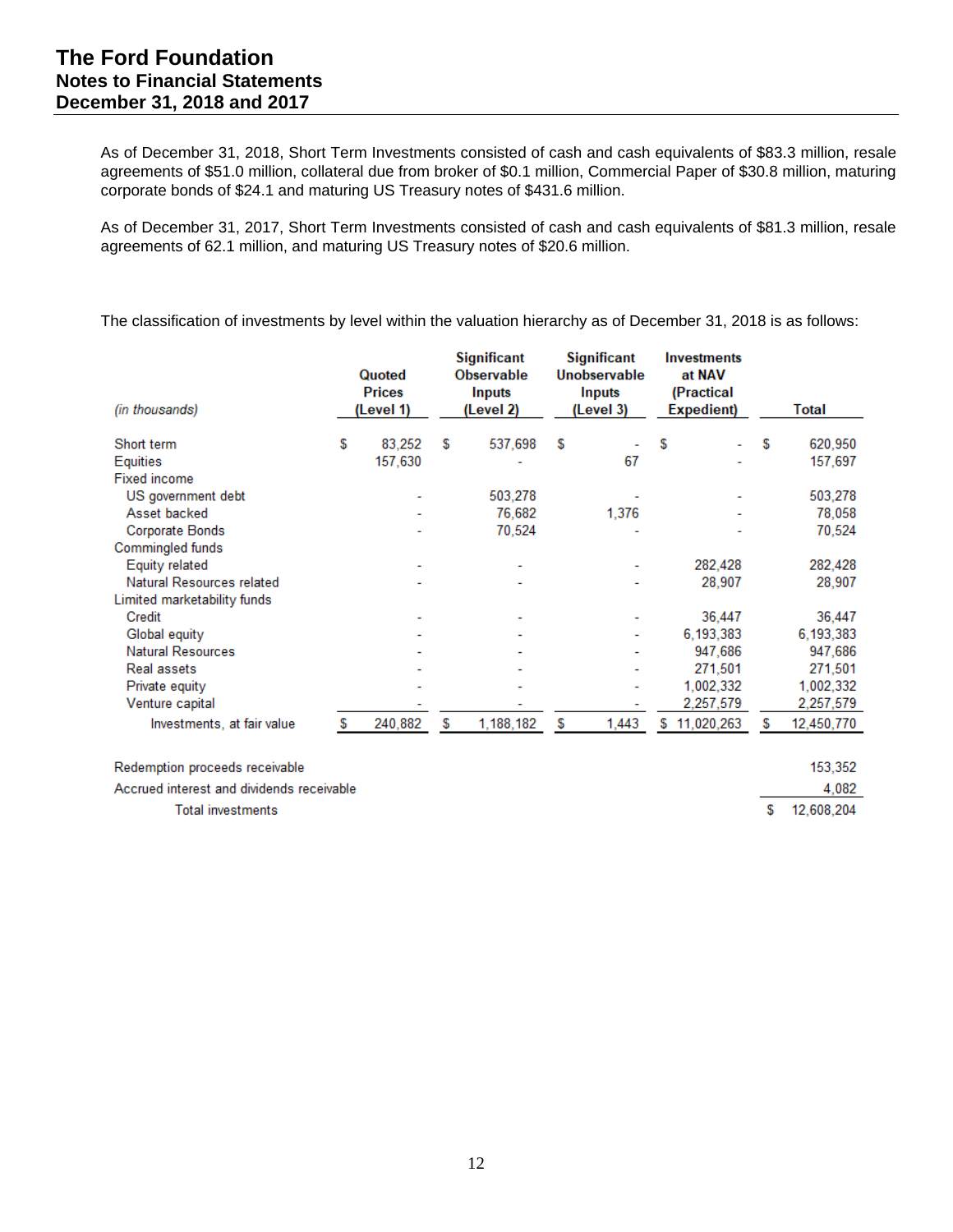As of December 31, 2018, Short Term Investments consisted of cash and cash equivalents of $83.3 million, resale agreements of $51.0 million, collateral due from broker of $0.1 million, Commercial Paper of $30.8 million, maturing corporate bonds of $24.1 and maturing US Treasury notes of $431.6 million.

As of December 31, 2017, Short Term Investments consisted of cash and cash equivalents of $81.3 million, resale agreements of 62.1 million, and maturing US Treasury notes of $20.6 million.

The classification of investments by level within the valuation hierarchy as of December 31, 2018 is as follows:

| *(in thousands)* | Quoted Prices (Level 1) | Significant Observable Inputs (Level 2) | Significant Unobservable Inputs (Level 3) | Investments at NAV (Practical Expedient) | Total |
|---|---|---|---|---|---|
| Short term | $ 83,252 | $ 537,698 | $ - | $ - | $ 620,950 |
| Equities | 157,630 | - | 67 | - | 157,697 |
| Fixed income | | | | | |
| US government debt | - | 503,278 | - | - | 503,278 |
| Asset backed | - | 76,682 | 1,376 | - | 78,058 |
| Corporate Bonds | - | 70,524 | - | - | 70,524 |
| Commingled funds | | | | | |
| Equity related | - | - | - | 282,428 | 282,428 |
| Natural Resources related | - | - | - | 28,907 | 28,907 |
| Limited marketability funds | | | | | |
| Credit | - | - | - | 36,447 | 36,447 |
| Global equity | - | - | - | 6,193,383 | 6,193,383 |
| Natural Resources | - | - | - | 947,686 | 947,686 |
| Real assets | - | - | - | 271,501 | 271,501 |
| Private equity | - | - | - | 1,002,332 | 1,002,332 |
| Venture capital | - | - | - | 2,257,579 | 2,257,579 |
| Investments, at fair value | $ 240,882 | $ 1,188,182 | $ 1,443 | $ 11,020,263 | $ 12,450,770 |
| | | | | | |
| Redemption proceeds receivable | | | | | 153,352 |
| Accrued interest and dividends receivable | | | | | 4,082 |
| Total investments | | | | | $ 12,608,204 |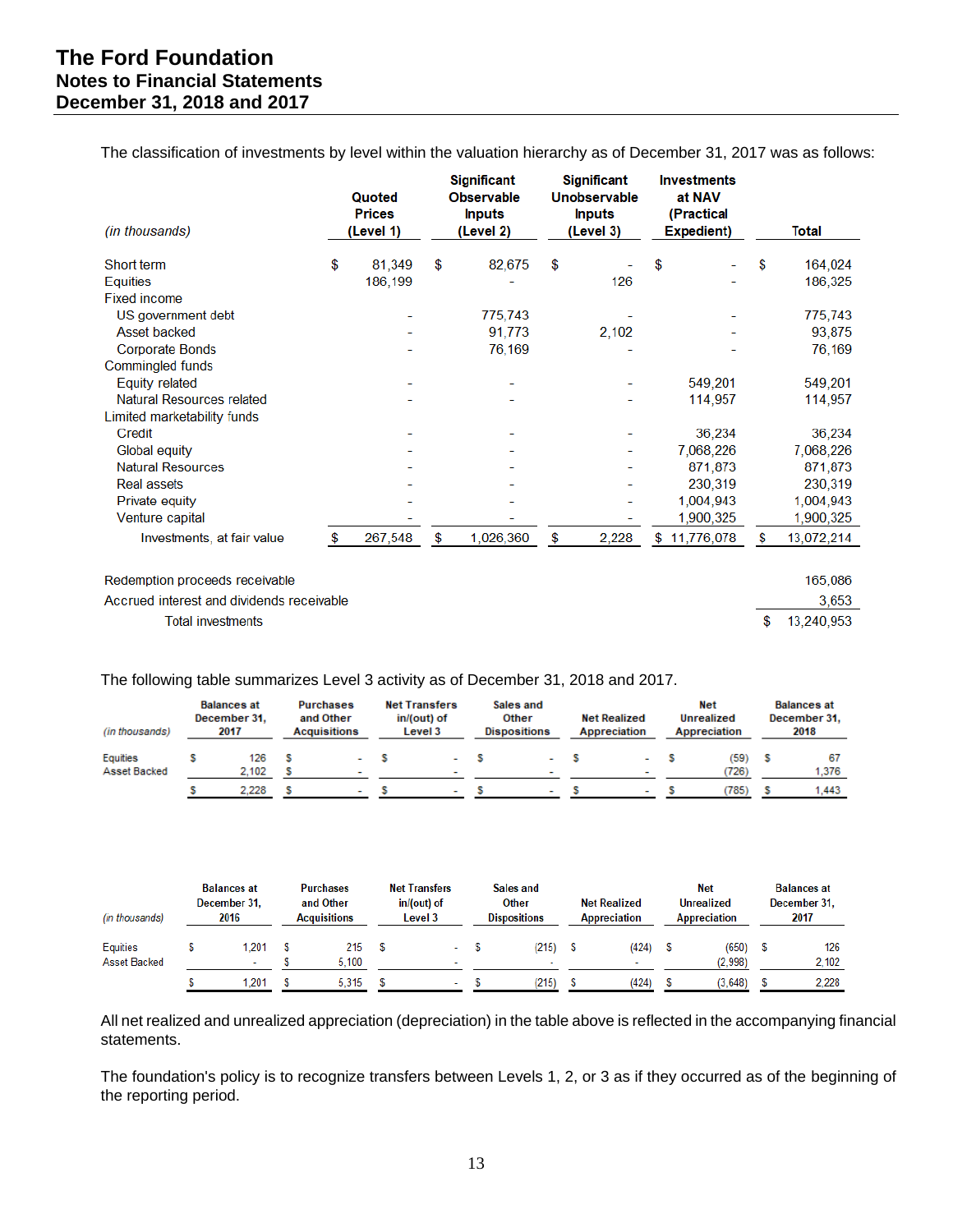# The Ford Foundation
## Notes to Financial Statements
## December 31, 2018 and 2017

The classification of investments by level within the valuation hierarchy as of December 31, 2017 was as follows:

| *(in thousands)* | Quoted Prices (Level 1) | Significant Observable Inputs (Level 2) | Significant Unobservable Inputs (Level 3) | Investments at NAV (Practical Expedient) | Total |
|---|---|---|---|---|---|
| Short term | $ 81,349 | $ 82,675 | $ - | $ - | $ 164,024 |
| Equities | 186,199 | - | 126 | - | 186,325 |
| Fixed income | | | | | |
| US government debt | - | 775,743 | - | - | 775,743 |
| Asset backed | - | 91,773 | 2,102 | - | 93,875 |
| Corporate Bonds | - | 76,169 | - | - | 76,169 |
| Commingled funds | | | | | |
| Equity related | - | - | - | 549,201 | 549,201 |
| Natural Resources related | - | - | - | 114,957 | 114,957 |
| Limited marketability funds | | | | | |
| Credit | - | - | - | 36,234 | 36,234 |
| Global equity | - | - | - | 7,068,226 | 7,068,226 |
| Natural Resources | - | - | - | 871,873 | 871,873 |
| Real assets | - | - | - | 230,319 | 230,319 |
| Private equity | - | - | - | 1,004,943 | 1,004,943 |
| Venture capital | - | - | - | 1,900,325 | 1,900,325 |
| Investments, at fair value | $ 267,548 | $ 1,026,360 | $ 2,228 | $ 11,776,078 | $ 13,072,214 |
| | | | | | |
| Redemption proceeds receivable | | | | | 165,086 |
| Accrued interest and dividends receivable | | | | | 3,653 |
| Total investments | | | | | $ 13,240,953 |

The following table summarizes Level 3 activity as of December 31, 2018 and 2017.

| *(in thousands)* | Balances at December 31, 2017 | Purchases and Other Acquisitions | Net Transfers in/(out) of Level 3 | Sales and Other Dispositions | Net Realized Appreciation | Net Unrealized Appreciation | Balances at December 31, 2018 |
|---|---|---|---|---|---|---|---|
| Equities | $ 126 | $ - | $ - | $ - | $ - | $ (59) | $ 67 |
| Asset Backed | 2,102 | $ - | - | - | - | (726) | 1,376 |
| | $ 2,228 | $ - | $ - | $ - | $ - | $ (785) | $ 1,443 |

| *(in thousands)* | Balances at December 31, 2016 | Purchases and Other Acquisitions | Net Transfers in/(out) of Level 3 | Sales and Other Dispositions | Net Realized Appreciation | Net Unrealized Appreciation | Balances at December 31, 2017 |
|---|---|---|---|---|---|---|---|
| Equities | $ 1,201 | $ 215 | $ - | $ (215) | $ (424) | $ (650) | $ 126 |
| Asset Backed | - | $ 5,100 | - | - | - | (2,998) | 2,102 |
| | $ 1,201 | $ 5,315 | $ - | $ (215) | $ (424) | $ (3,648) | $ 2,228 |

All net realized and unrealized appreciation (depreciation) in the table above is reflected in the accompanying financial statements.

The foundation's policy is to recognize transfers between Levels 1, 2, or 3 as if they occurred as of the beginning of the reporting period.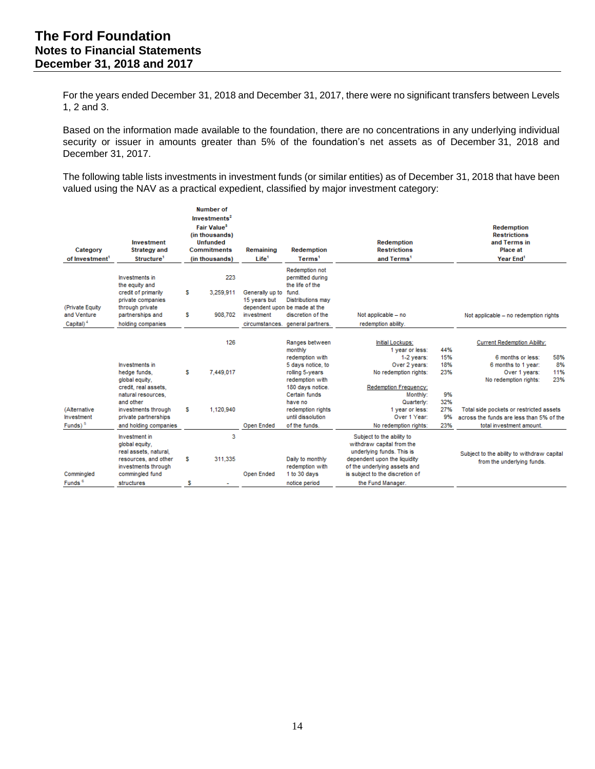For the years ended December 31, 2018 and December 31, 2017, there were no significant transfers between Levels 1, 2 and 3.

Based on the information made available to the foundation, there are no concentrations in any underlying individual security or issuer in amounts greater than 5% of the foundation's net assets as of December 31, 2018 and December 31, 2017.

The following table lists investments in investment funds (or similar entities) as of December 31, 2018 that have been valued using the NAV as a practical expedient, classified by major investment category:

| Category of Investment[1] | Investment Strategy and Structure[1] | Number of Investments[2] / Fair Value[3] (in thousands) / Unfunded Commitments (in thousands) | Remaining Life[1] | Redemption Terms[1] | Redemption Restrictions and Terms[1] | Redemption Restrictions and Terms in Place at Year End[1] |
|---|---|---|---|---|---|---|
| (Private Equity and Venture Capital)[4] | Investments in the equity and credit of primarily private companies through private partnerships and holding companies | 223<br>$ 3,259,911<br>$ 908,702 | Generally up to 15 years but dependent upon investment circumstances. | Redemption not permitted during the life of the fund. Distributions may be made at the discretion of the general partners. | Not applicable – no redemption ability. | Not applicable – no redemption rights |
| (Alternative Investment Funds)[5] | Investments in hedge funds, global equity, credit, real assets, natural resources, and other investments through private partnerships and holding companies | 126<br>$ 7,449,017<br>$ 1,120,940 | Open Ended | Ranges between monthly redemption with 5 days notice, to rolling 5-years redemption with 180 days notice. Certain funds have no redemption rights until dissolution of the funds. | Initial Lockups:<br>1 year or less: 44%<br>1-2 years: 15%<br>Over 2 years: 18%<br>No redemption rights: 23%<br><br>Redemption Frequency:<br>Monthly: 9%<br>Quarterly: 32%<br>1 year or less: 27%<br>Over 1 Year: 9%<br>No redemption rights: 23% | Current Redemption Ability:<br>6 months or less: 58%<br>6 months to 1 year: 8%<br>Over 1 years: 11%<br>No redemption rights: 23%<br><br>Total side pockets or restricted assets across the funds are less than 5% of the total investment amount. |
| Commingled Funds[6] | Investment in global equity, real assets, natural, resources, and other investments through commingled fund structures | 3<br>$ 311,335<br>$ - | Open Ended | Daily to monthly redemption with 1 to 30 days notice period | Subject to the ability to withdraw capital from the underlying funds. This is dependent upon the liquidity of the underlying assets and is subject to the discretion of the Fund Manager. | Subject to the ability to withdraw capital from the underlying funds. |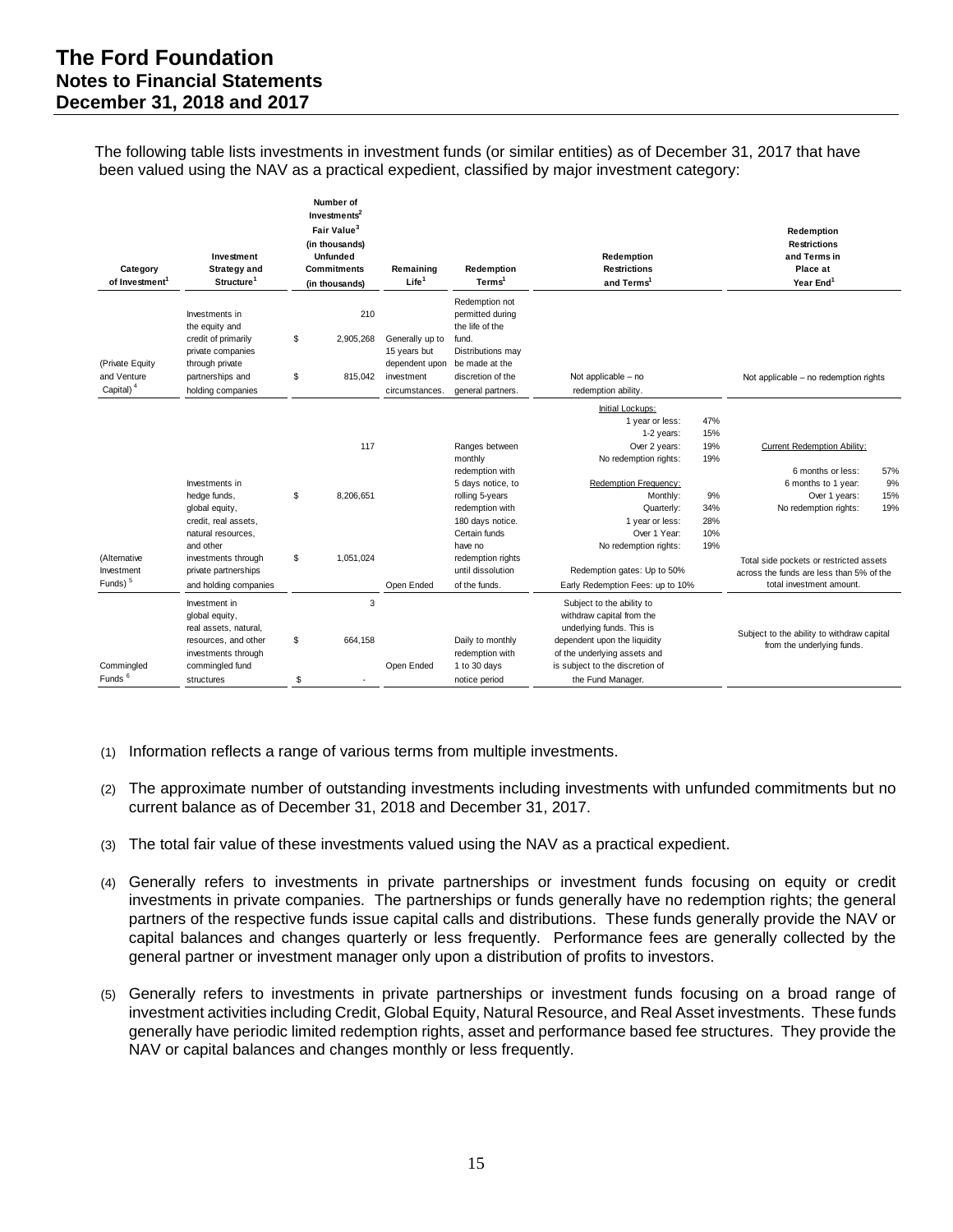# The Ford Foundation
## Notes to Financial Statements
## December 31, 2018 and 2017

The following table lists investments in investment funds (or similar entities) as of December 31, 2017 that have been valued using the NAV as a practical expedient, classified by major investment category:

| Category of Investment[1] | Investment Strategy and Structure[1] | Number of Investments[2] / Fair Value[3] (in thousands) / Unfunded Commitments (in thousands) | Remaining Life[1] | Redemption Terms[1] | Redemption Restrictions and Terms[1] | Redemption Restrictions and Terms in Place at Year End[1] |
|---|---|---|---|---|---|---|
| (Private Equity and Venture Capital)[4] | Investments in the equity and credit of primarily private companies through private partnerships and holding companies | 210<br>$ 2,905,268<br>$ 815,042 | Generally up to 15 years but dependent upon investment circumstances. | Redemption not permitted during the life of the fund. Distributions may be made at the discretion of the general partners. | Not applicable – no redemption ability. | Not applicable – no redemption rights |
| (Alternative Investment Funds)[5] | Investments in hedge funds, global equity, credit, real assets, natural resources, and other investments through private partnerships and holding companies | 117<br>$ 8,206,651<br>$ 1,051,024 | Open Ended | Ranges between monthly redemption with 5 days notice, to rolling 5-years redemption with 180 days notice. Certain funds have no redemption rights until dissolution of the funds. | Initial Lockups:<br>1 year or less: 47%<br>1-2 years: 15%<br>Over 2 years: 19%<br>No redemption rights: 19%<br><br>Redemption Frequency:<br>Monthly: 9%<br>Quarterly: 34%<br>1 year or less: 28%<br>Over 1 Year: 10%<br>No redemption rights: 19%<br><br>Redemption gates: Up to 50%<br>Early Redemption Fees: up to 10% | Current Redemption Ability:<br>6 months or less: 57%<br>6 months to 1 year: 9%<br>Over 1 years: 15%<br>No redemption rights: 19%<br><br>Total side pockets or restricted assets across the funds are less than 5% of the total investment amount. |
| Commingled Funds[6] | Investment in global equity, real assets, natural, resources, and other investments through commingled fund structures | 3<br>$ 664,158<br>$ - | Open Ended | Daily to monthly redemption with 1 to 30 days notice period | Subject to the ability to withdraw capital from the underlying funds. This is dependent upon the liquidity of the underlying assets and is subject to the discretion of the Fund Manager. | Subject to the ability to withdraw capital from the underlying funds. |

(1) Information reflects a range of various terms from multiple investments.

(2) The approximate number of outstanding investments including investments with unfunded commitments but no current balance as of December 31, 2018 and December 31, 2017.

(3) The total fair value of these investments valued using the NAV as a practical expedient.

(4) Generally refers to investments in private partnerships or investment funds focusing on equity or credit investments in private companies. The partnerships or funds generally have no redemption rights; the general partners of the respective funds issue capital calls and distributions. These funds generally provide the NAV or capital balances and changes quarterly or less frequently. Performance fees are generally collected by the general partner or investment manager only upon a distribution of profits to investors.

(5) Generally refers to investments in private partnerships or investment funds focusing on a broad range of investment activities including Credit, Global Equity, Natural Resource, and Real Asset investments. These funds generally have periodic limited redemption rights, asset and performance based fee structures. They provide the NAV or capital balances and changes monthly or less frequently.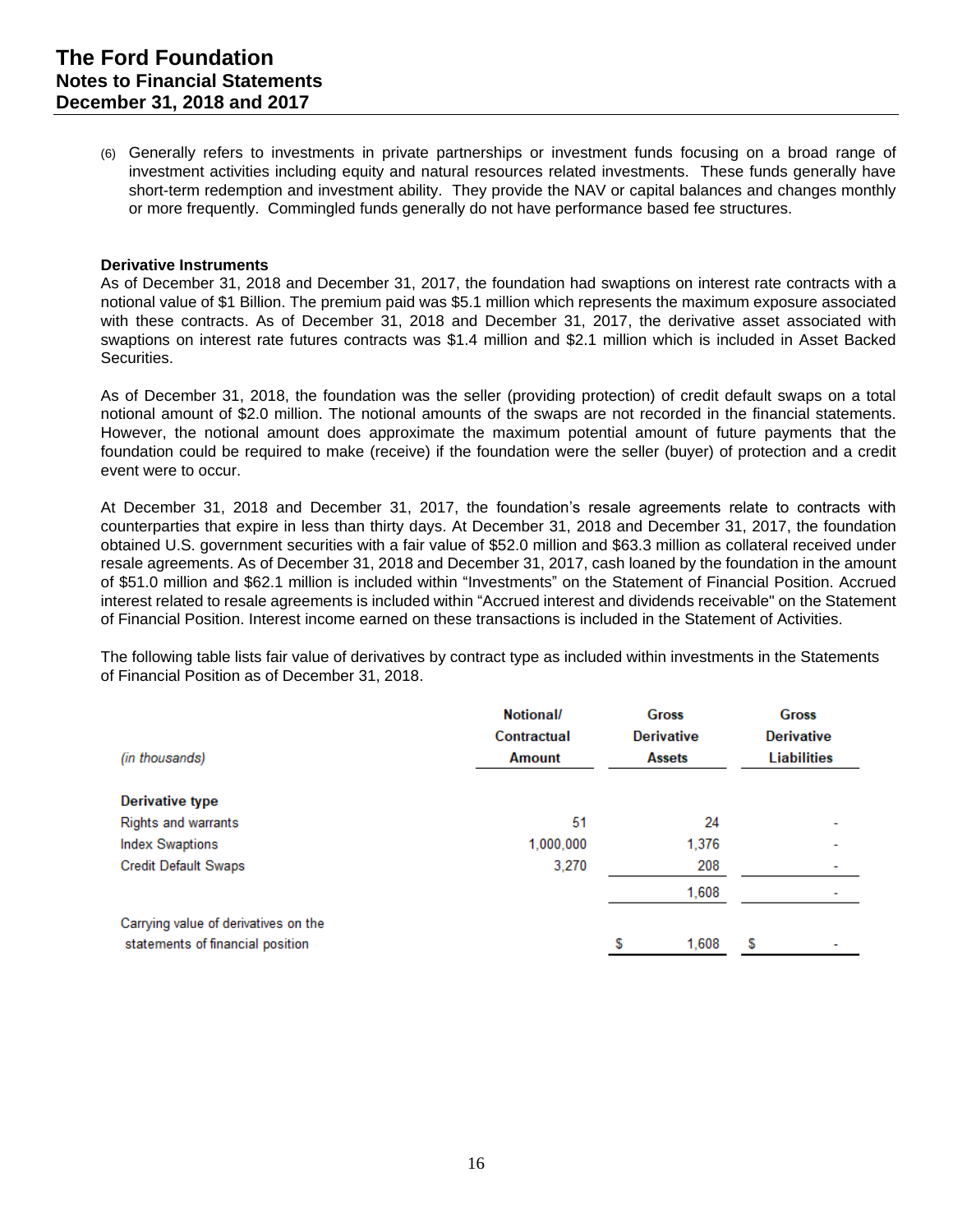(6) Generally refers to investments in private partnerships or investment funds focusing on a broad range of investment activities including equity and natural resources related investments. These funds generally have short-term redemption and investment ability. They provide the NAV or capital balances and changes monthly or more frequently. Commingled funds generally do not have performance based fee structures.

**Derivative Instruments**

As of December 31, 2018 and December 31, 2017, the foundation had swaptions on interest rate contracts with a notional value of $1 Billion. The premium paid was $5.1 million which represents the maximum exposure associated with these contracts. As of December 31, 2018 and December 31, 2017, the derivative asset associated with swaptions on interest rate futures contracts was $1.4 million and $2.1 million which is included in Asset Backed Securities.

As of December 31, 2018, the foundation was the seller (providing protection) of credit default swaps on a total notional amount of $2.0 million. The notional amounts of the swaps are not recorded in the financial statements. However, the notional amount does approximate the maximum potential amount of future payments that the foundation could be required to make (receive) if the foundation were the seller (buyer) of protection and a credit event were to occur.

At December 31, 2018 and December 31, 2017, the foundation's resale agreements relate to contracts with counterparties that expire in less than thirty days. At December 31, 2018 and December 31, 2017, the foundation obtained U.S. government securities with a fair value of $52.0 million and $63.3 million as collateral received under resale agreements. As of December 31, 2018 and December 31, 2017, cash loaned by the foundation in the amount of $51.0 million and $62.1 million is included within "Investments" on the Statement of Financial Position. Accrued interest related to resale agreements is included within "Accrued interest and dividends receivable" on the Statement of Financial Position. Interest income earned on these transactions is included in the Statement of Activities.

The following table lists fair value of derivatives by contract type as included within investments in the Statements of Financial Position as of December 31, 2018.

| *(in thousands)* | Notional/ Contractual Amount | Gross Derivative Assets | Gross Derivative Liabilities |
|---|---|---|---|
| **Derivative type** | | | |
| Rights and warrants | 51 | 24 | - |
| Index Swaptions | 1,000,000 | 1,376 | - |
| Credit Default Swaps | 3,270 | 208 | - |
| | | 1,608 | - |
| Carrying value of derivatives on the statements of financial position | | $ 1,608 | $ - |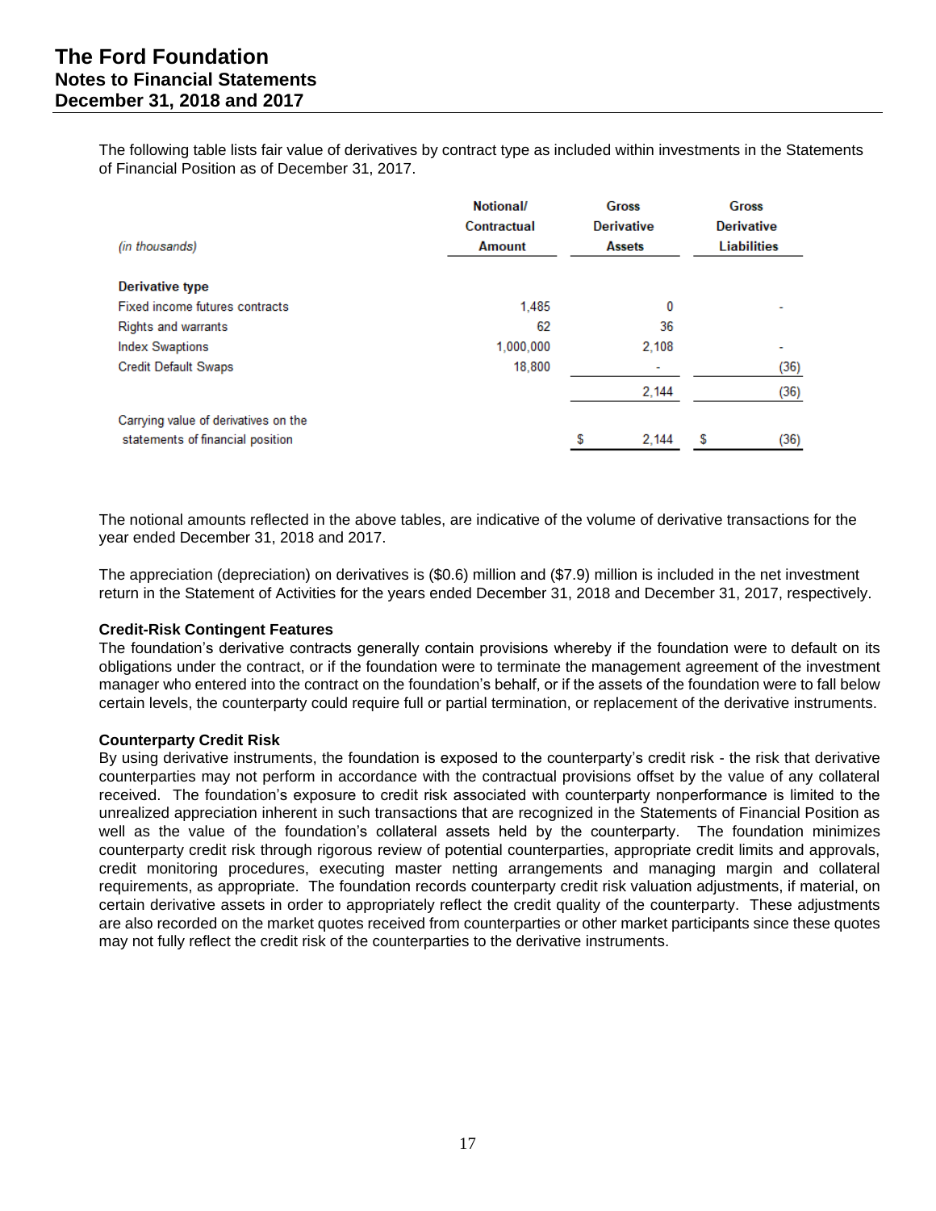The following table lists fair value of derivatives by contract type as included within investments in the Statements of Financial Position as of December 31, 2017.

| *(in thousands)* | Notional/ Contractual Amount | Gross Derivative Assets | Gross Derivative Liabilities |
|---|---|---|---|
| **Derivative type** | | | |
| Fixed income futures contracts | 1,485 | 0 | - |
| Rights and warrants | 62 | 36 | |
| Index Swaptions | 1,000,000 | 2,108 | - |
| Credit Default Swaps | 18,800 | - | (36) |
| | | 2,144 | (36) |
| Carrying value of derivatives on the statements of financial position | | $ 2,144 | $ (36) |

The notional amounts reflected in the above tables, are indicative of the volume of derivative transactions for the year ended December 31, 2018 and 2017.

The appreciation (depreciation) on derivatives is ($0.6) million and ($7.9) million is included in the net investment return in the Statement of Activities for the years ended December 31, 2018 and December 31, 2017, respectively.

**Credit-Risk Contingent Features**

The foundation's derivative contracts generally contain provisions whereby if the foundation were to default on its obligations under the contract, or if the foundation were to terminate the management agreement of the investment manager who entered into the contract on the foundation's behalf, or if the assets of the foundation were to fall below certain levels, the counterparty could require full or partial termination, or replacement of the derivative instruments.

**Counterparty Credit Risk**

By using derivative instruments, the foundation is exposed to the counterparty's credit risk - the risk that derivative counterparties may not perform in accordance with the contractual provisions offset by the value of any collateral received. The foundation's exposure to credit risk associated with counterparty nonperformance is limited to the unrealized appreciation inherent in such transactions that are recognized in the Statements of Financial Position as well as the value of the foundation's collateral assets held by the counterparty. The foundation minimizes counterparty credit risk through rigorous review of potential counterparties, appropriate credit limits and approvals, credit monitoring procedures, executing master netting arrangements and managing margin and collateral requirements, as appropriate. The foundation records counterparty credit risk valuation adjustments, if material, on certain derivative assets in order to appropriately reflect the credit quality of the counterparty. These adjustments are also recorded on the market quotes received from counterparties or other market participants since these quotes may not fully reflect the credit risk of the counterparties to the derivative instruments.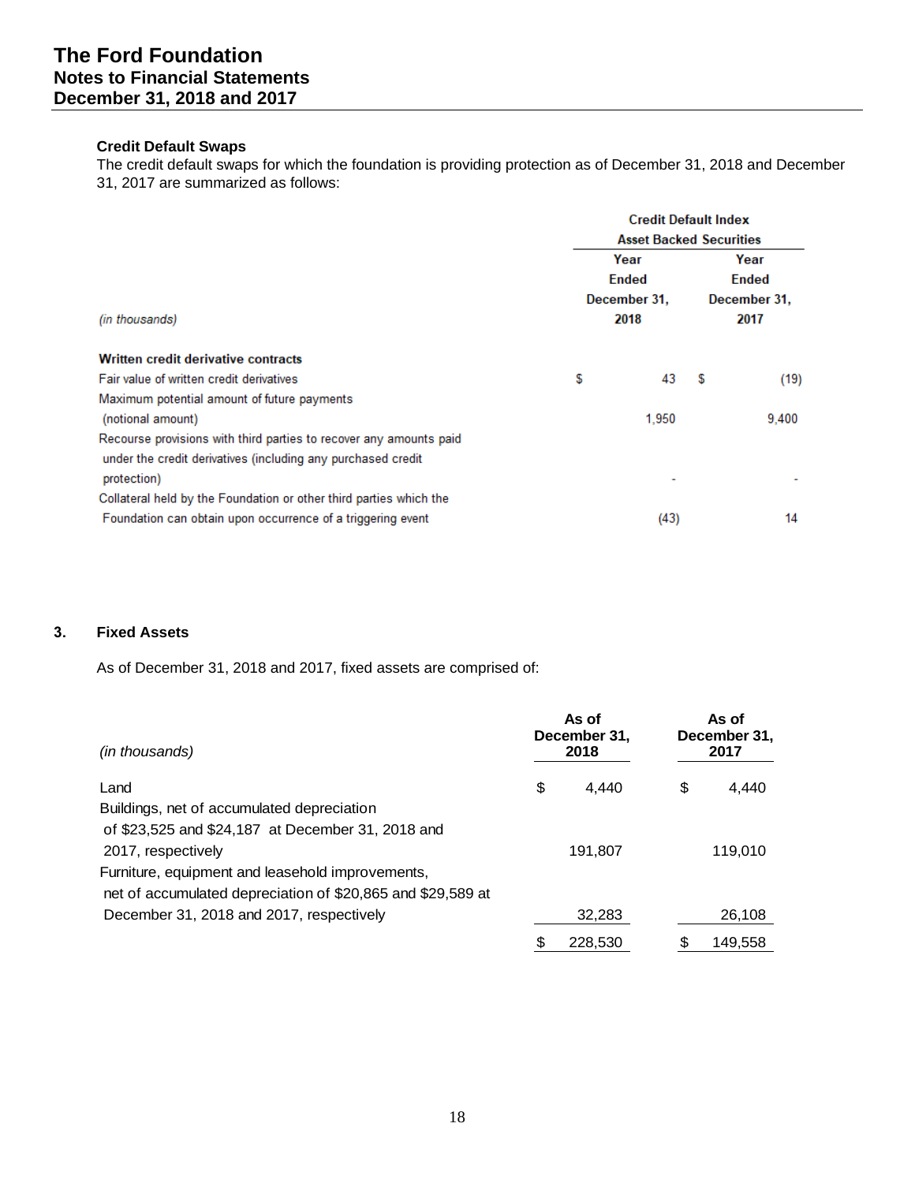### Credit Default Swaps

The credit default swaps for which the foundation is providing protection as of December 31, 2018 and December 31, 2017 are summarized as follows:

| *(in thousands)* | Credit Default Index Asset Backed Securities | |
|---|---|---|
| | Year Ended December 31, 2018 | Year Ended December 31, 2017 |
| **Written credit derivative contracts** | | |
| Fair value of written credit derivatives | $ 43 | $ (19) |
| Maximum potential amount of future payments (notional amount) | 1,950 | 9,400 |
| Recourse provisions with third parties to recover any amounts paid under the credit derivatives (including any purchased credit protection) | - | - |
| Collateral held by the Foundation or other third parties which the Foundation can obtain upon occurrence of a triggering event | (43) | 14 |

## 3. Fixed Assets

As of December 31, 2018 and 2017, fixed assets are comprised of:

| *(in thousands)* | As of December 31, 2018 | As of December 31, 2017 |
|---|---|---|
| Land | $ 4,440 | $ 4,440 |
| Buildings, net of accumulated depreciation of $23,525 and $24,187 at December 31, 2018 and 2017, respectively | 191,807 | 119,010 |
| Furniture, equipment and leasehold improvements, net of accumulated depreciation of $20,865 and $29,589 at December 31, 2018 and 2017, respectively | 32,283 | 26,108 |
| | $ 228,530 | $ 149,558 |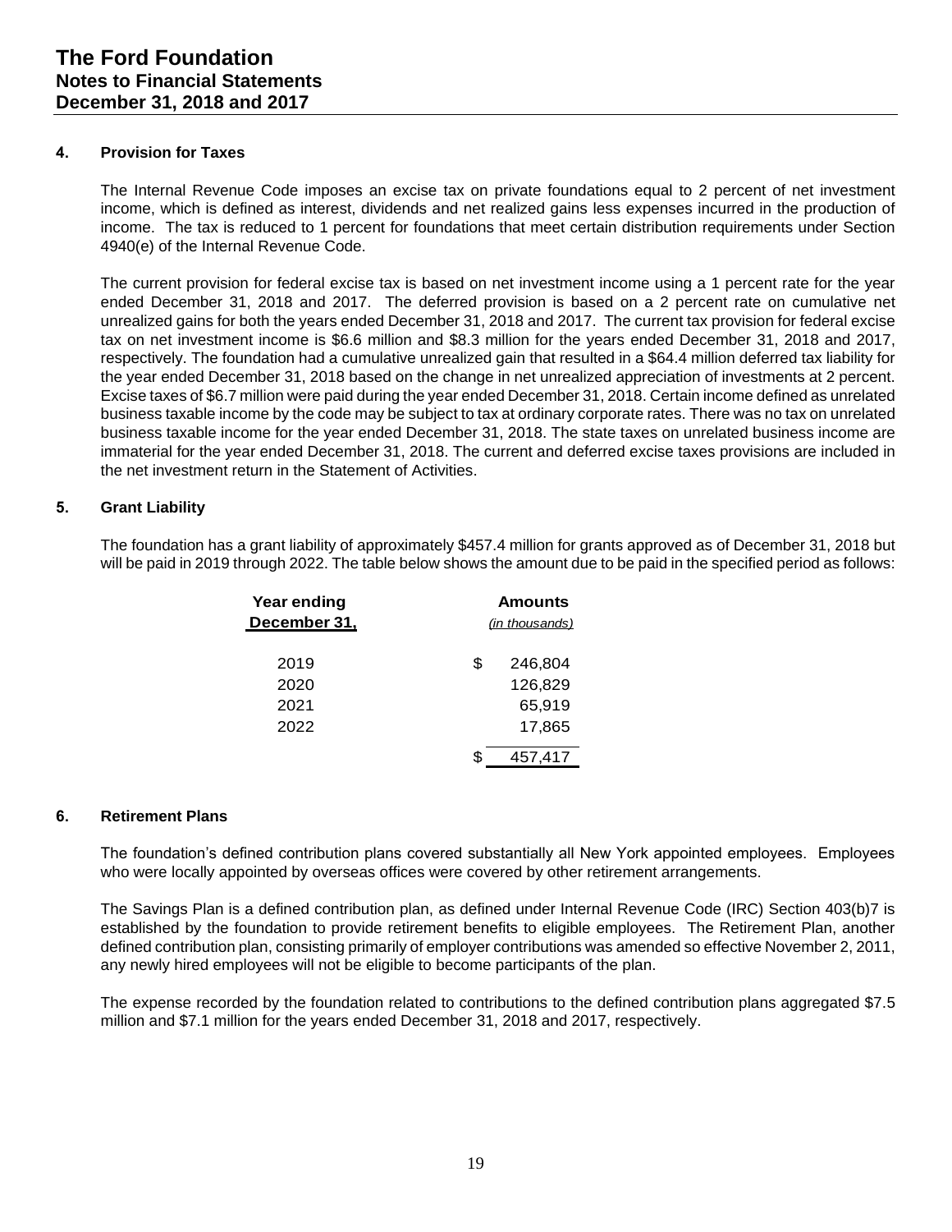## 4. Provision for Taxes

The Internal Revenue Code imposes an excise tax on private foundations equal to 2 percent of net investment income, which is defined as interest, dividends and net realized gains less expenses incurred in the production of income. The tax is reduced to 1 percent for foundations that meet certain distribution requirements under Section 4940(e) of the Internal Revenue Code.

The current provision for federal excise tax is based on net investment income using a 1 percent rate for the year ended December 31, 2018 and 2017. The deferred provision is based on a 2 percent rate on cumulative net unrealized gains for both the years ended December 31, 2018 and 2017. The current tax provision for federal excise tax on net investment income is $6.6 million and $8.3 million for the years ended December 31, 2018 and 2017, respectively. The foundation had a cumulative unrealized gain that resulted in a $64.4 million deferred tax liability for the year ended December 31, 2018 based on the change in net unrealized appreciation of investments at 2 percent. Excise taxes of $6.7 million were paid during the year ended December 31, 2018. Certain income defined as unrelated business taxable income by the code may be subject to tax at ordinary corporate rates. There was no tax on unrelated business taxable income for the year ended December 31, 2018. The state taxes on unrelated business income are immaterial for the year ended December 31, 2018. The current and deferred excise taxes provisions are included in the net investment return in the Statement of Activities.

## 5. Grant Liability

The foundation has a grant liability of approximately $457.4 million for grants approved as of December 31, 2018 but will be paid in 2019 through 2022. The table below shows the amount due to be paid in the specified period as follows:

| Year ending December 31, | Amounts *(in thousands)* |
|---|---|
| 2019 | $ 246,804 |
| 2020 | 126,829 |
| 2021 | 65,919 |
| 2022 | 17,865 |
| | $ 457,417 |

## 6. Retirement Plans

The foundation's defined contribution plans covered substantially all New York appointed employees. Employees who were locally appointed by overseas offices were covered by other retirement arrangements.

The Savings Plan is a defined contribution plan, as defined under Internal Revenue Code (IRC) Section 403(b)7 is established by the foundation to provide retirement benefits to eligible employees. The Retirement Plan, another defined contribution plan, consisting primarily of employer contributions was amended so effective November 2, 2011, any newly hired employees will not be eligible to become participants of the plan.

The expense recorded by the foundation related to contributions to the defined contribution plans aggregated $7.5 million and $7.1 million for the years ended December 31, 2018 and 2017, respectively.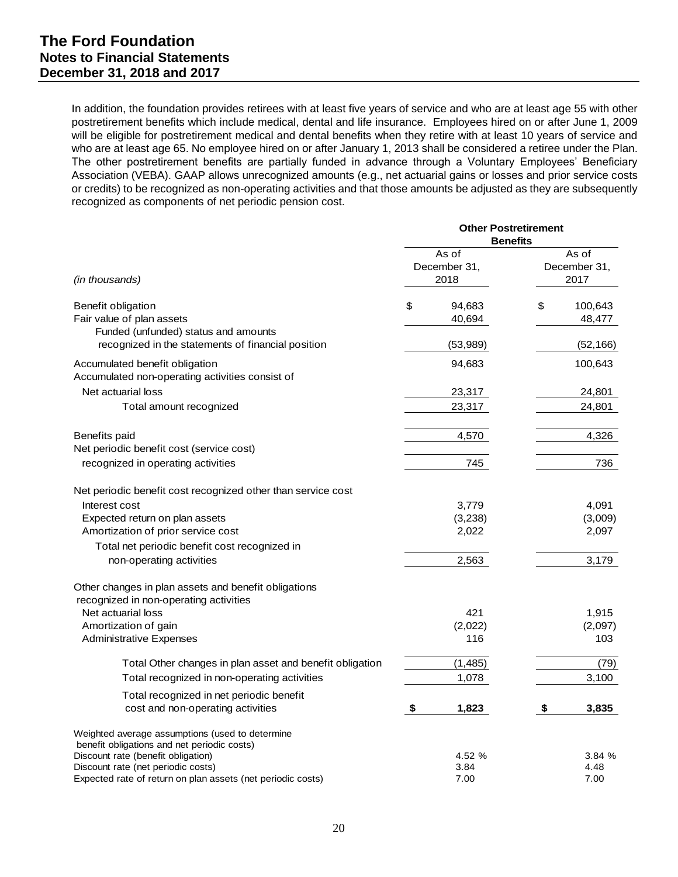In addition, the foundation provides retirees with at least five years of service and who are at least age 55 with other postretirement benefits which include medical, dental and life insurance. Employees hired on or after June 1, 2009 will be eligible for postretirement medical and dental benefits when they retire with at least 10 years of service and who are at least age 65. No employee hired on or after January 1, 2013 shall be considered a retiree under the Plan. The other postretirement benefits are partially funded in advance through a Voluntary Employees' Beneficiary Association (VEBA). GAAP allows unrecognized amounts (e.g., net actuarial gains or losses and prior service costs or credits) to be recognized as non-operating activities and that those amounts be adjusted as they are subsequently recognized as components of net periodic pension cost.

| | **Other Postretirement Benefits** | |
|---|---|---|
| *(in thousands)* | As of December 31, 2018 | As of December 31, 2017 |
| Benefit obligation | $ 94,683 | $ 100,643 |
| Fair value of plan assets | 40,694 | 48,477 |
| Funded (unfunded) status and amounts recognized in the statements of financial position | (53,989) | (52,166) |
| Accumulated benefit obligation | 94,683 | 100,643 |
| Accumulated non-operating activities consist of | | |
| Net actuarial loss | 23,317 | 24,801 |
| Total amount recognized | 23,317 | 24,801 |
| Benefits paid | 4,570 | 4,326 |
| Net periodic benefit cost (service cost) recognized in operating activities | 745 | 736 |
| Net periodic benefit cost recognized other than service cost | | |
| Interest cost | 3,779 | 4,091 |
| Expected return on plan assets | (3,238) | (3,009) |
| Amortization of prior service cost | 2,022 | 2,097 |
| Total net periodic benefit cost recognized in non-operating activities | 2,563 | 3,179 |
| Other changes in plan assets and benefit obligations recognized in non-operating activities | | |
| Net actuarial loss | 421 | 1,915 |
| Amortization of gain | (2,022) | (2,097) |
| Administrative Expenses | 116 | 103 |
| Total Other changes in plan asset and benefit obligation | (1,485) | (79) |
| Total recognized in non-operating activities | 1,078 | 3,100 |
| Total recognized in net periodic benefit cost and non-operating activities | **$ 1,823** | **$ 3,835** |
| Weighted average assumptions (used to determine benefit obligations and net periodic costs) | | |
| Discount rate (benefit obligation) | 4.52 % | 3.84 % |
| Discount rate (net periodic costs) | 3.84 | 4.48 |
| Expected rate of return on plan assets (net periodic costs) | 7.00 | 7.00 |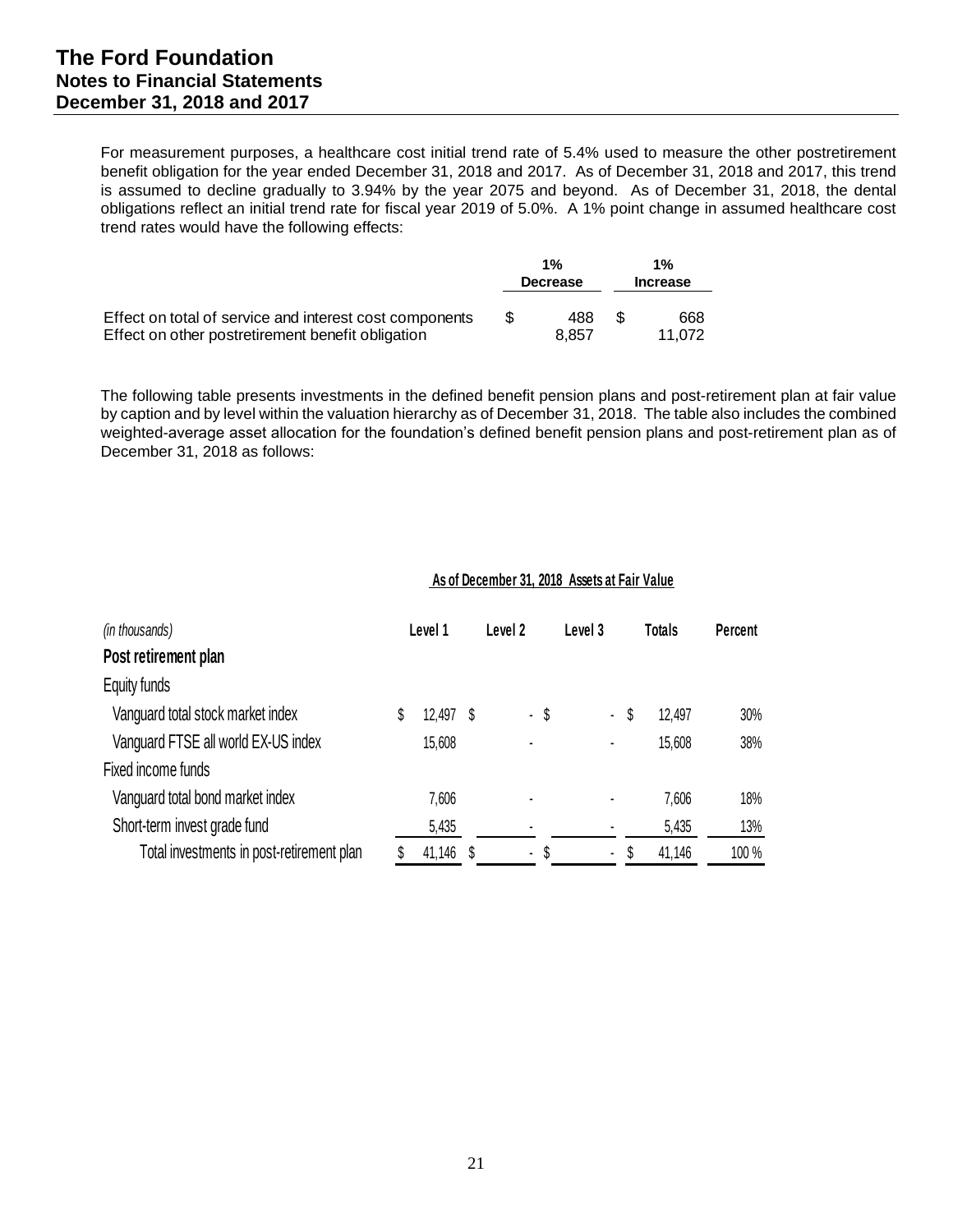For measurement purposes, a healthcare cost initial trend rate of 5.4% used to measure the other postretirement benefit obligation for the year ended December 31, 2018 and 2017. As of December 31, 2018 and 2017, this trend is assumed to decline gradually to 3.94% by the year 2075 and beyond. As of December 31, 2018, the dental obligations reflect an initial trend rate for fiscal year 2019 of 5.0%. A 1% point change in assumed healthcare cost trend rates would have the following effects:

| | 1% Decrease | 1% Increase |
|---|---|---|
| Effect on total of service and interest cost components | $ 488 | $ 668 |
| Effect on other postretirement benefit obligation | 8,857 | 11,072 |

The following table presents investments in the defined benefit pension plans and post-retirement plan at fair value by caption and by level within the valuation hierarchy as of December 31, 2018. The table also includes the combined weighted-average asset allocation for the foundation's defined benefit pension plans and post-retirement plan as of December 31, 2018 as follows:

**As of December 31, 2018 Assets at Fair Value**

| *(in thousands)* | Level 1 | Level 2 | Level 3 | Totals | Percent |
|---|---|---|---|---|---|
| **Post retirement plan** | | | | | |
| Equity funds | | | | | |
| Vanguard total stock market index | $ 12,497 | $ - | $ - | $ 12,497 | 30% |
| Vanguard FTSE all world EX-US index | 15,608 | - | - | 15,608 | 38% |
| Fixed income funds | | | | | |
| Vanguard total bond market index | 7,606 | - | - | 7,606 | 18% |
| Short-term invest grade fund | 5,435 | - | - | 5,435 | 13% |
| Total investments in post-retirement plan | $ 41,146 | $ - | $ - | $ 41,146 | 100 % |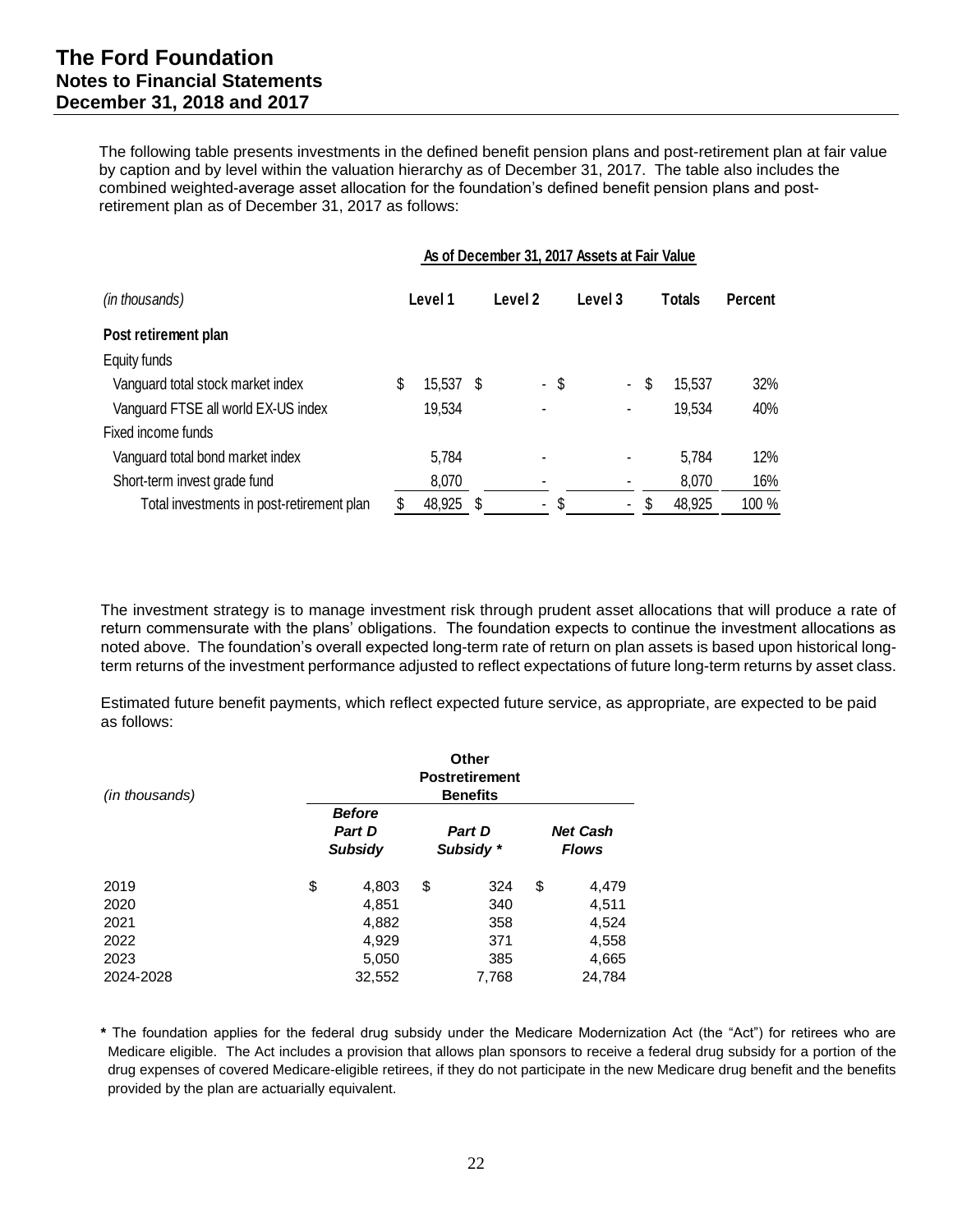The following table presents investments in the defined benefit pension plans and post-retirement plan at fair value by caption and by level within the valuation hierarchy as of December 31, 2017. The table also includes the combined weighted-average asset allocation for the foundation's defined benefit pension plans and post-retirement plan as of December 31, 2017 as follows:

| | As of December 31, 2017 Assets at Fair Value | | | | |
|---|---|---|---|---|---|
| *(in thousands)* | Level 1 | Level 2 | Level 3 | Totals | Percent |
| **Post retirement plan** | | | | | |
| Equity funds | | | | | |
| Vanguard total stock market index | $ 15,537 | $ - | $ - | $ 15,537 | 32% |
| Vanguard FTSE all world EX-US index | 19,534 | - | - | 19,534 | 40% |
| Fixed income funds | | | | | |
| Vanguard total bond market index | 5,784 | - | - | 5,784 | 12% |
| Short-term invest grade fund | 8,070 | - | - | 8,070 | 16% |
| Total investments in post-retirement plan | $ 48,925 | $ - | $ - | $ 48,925 | 100 % |

The investment strategy is to manage investment risk through prudent asset allocations that will produce a rate of return commensurate with the plans' obligations. The foundation expects to continue the investment allocations as noted above. The foundation's overall expected long-term rate of return on plan assets is based upon historical long-term returns of the investment performance adjusted to reflect expectations of future long-term returns by asset class.

Estimated future benefit payments, which reflect expected future service, as appropriate, are expected to be paid as follows:

| *(in thousands)* | Other Postretirement Benefits | | |
|---|---|---|---|
| | ***Before Part D Subsidy*** | ***Part D Subsidy \**** | ***Net Cash Flows*** |
| 2019 | $ 4,803 | $ 324 | $ 4,479 |
| 2020 | 4,851 | 340 | 4,511 |
| 2021 | 4,882 | 358 | 4,524 |
| 2022 | 4,929 | 371 | 4,558 |
| 2023 | 5,050 | 385 | 4,665 |
| 2024-2028 | 32,552 | 7,768 | 24,784 |

**\*** The foundation applies for the federal drug subsidy under the Medicare Modernization Act (the "Act") for retirees who are Medicare eligible. The Act includes a provision that allows plan sponsors to receive a federal drug subsidy for a portion of the drug expenses of covered Medicare-eligible retirees, if they do not participate in the new Medicare drug benefit and the benefits provided by the plan are actuarially equivalent.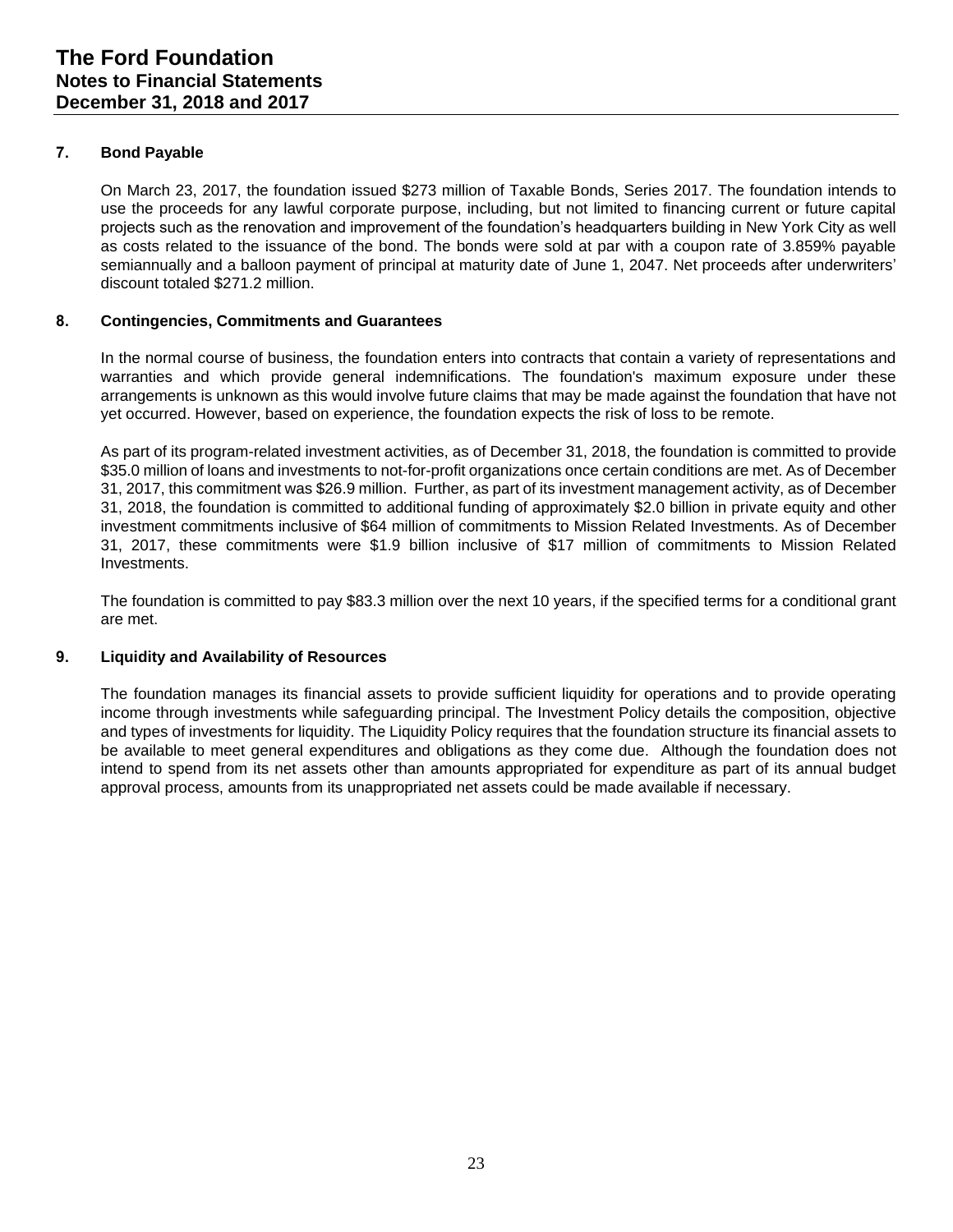### 7. Bond Payable

On March 23, 2017, the foundation issued $273 million of Taxable Bonds, Series 2017. The foundation intends to use the proceeds for any lawful corporate purpose, including, but not limited to financing current or future capital projects such as the renovation and improvement of the foundation's headquarters building in New York City as well as costs related to the issuance of the bond. The bonds were sold at par with a coupon rate of 3.859% payable semiannually and a balloon payment of principal at maturity date of June 1, 2047. Net proceeds after underwriters' discount totaled $271.2 million.

### 8. Contingencies, Commitments and Guarantees

In the normal course of business, the foundation enters into contracts that contain a variety of representations and warranties and which provide general indemnifications. The foundation's maximum exposure under these arrangements is unknown as this would involve future claims that may be made against the foundation that have not yet occurred. However, based on experience, the foundation expects the risk of loss to be remote.

As part of its program-related investment activities, as of December 31, 2018, the foundation is committed to provide $35.0 million of loans and investments to not-for-profit organizations once certain conditions are met. As of December 31, 2017, this commitment was $26.9 million. Further, as part of its investment management activity, as of December 31, 2018, the foundation is committed to additional funding of approximately $2.0 billion in private equity and other investment commitments inclusive of $64 million of commitments to Mission Related Investments. As of December 31, 2017, these commitments were $1.9 billion inclusive of $17 million of commitments to Mission Related Investments.

The foundation is committed to pay $83.3 million over the next 10 years, if the specified terms for a conditional grant are met.

### 9. Liquidity and Availability of Resources

The foundation manages its financial assets to provide sufficient liquidity for operations and to provide operating income through investments while safeguarding principal. The Investment Policy details the composition, objective and types of investments for liquidity. The Liquidity Policy requires that the foundation structure its financial assets to be available to meet general expenditures and obligations as they come due. Although the foundation does not intend to spend from its net assets other than amounts appropriated for expenditure as part of its annual budget approval process, amounts from its unappropriated net assets could be made available if necessary.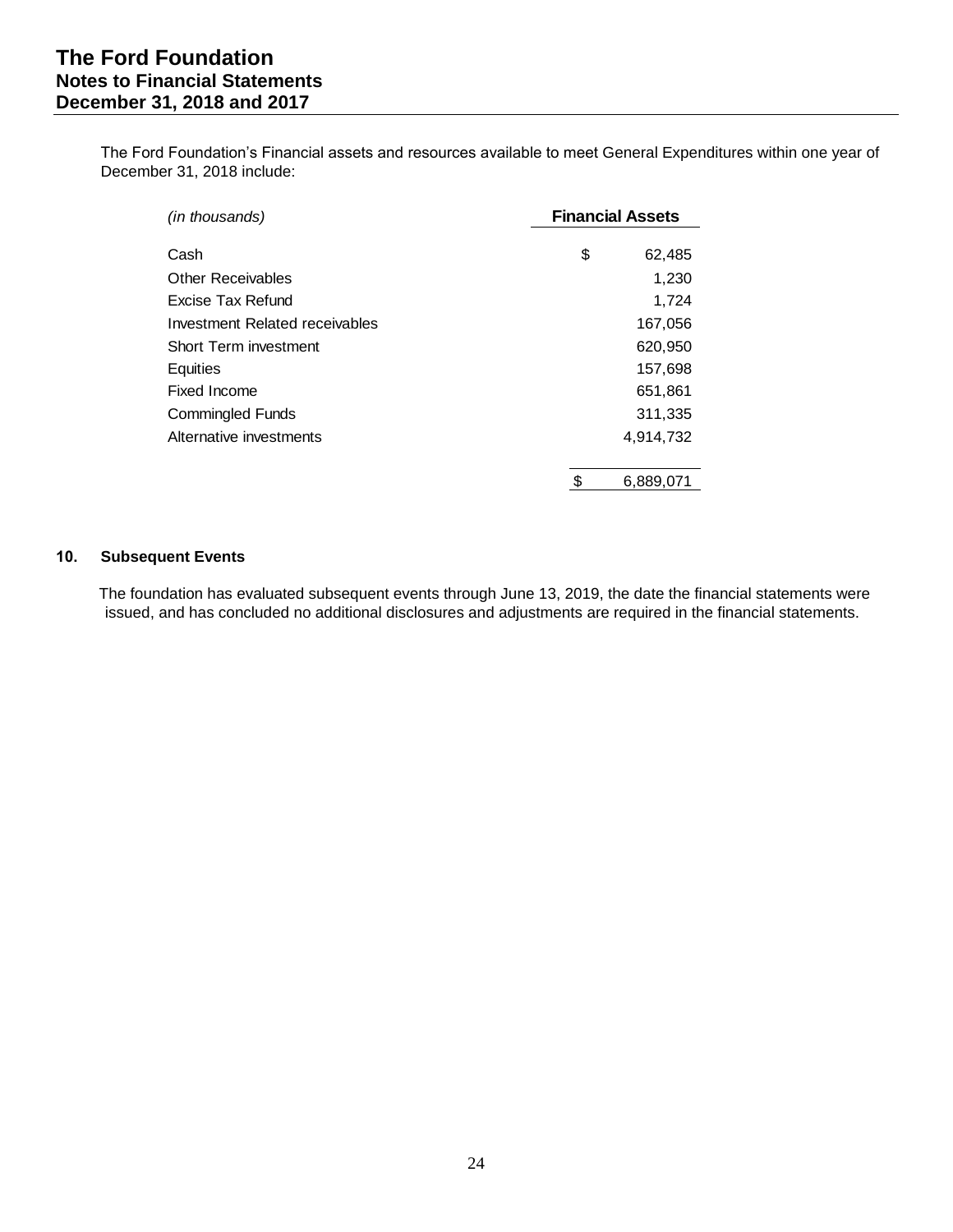The Ford Foundation's Financial assets and resources available to meet General Expenditures within one year of December 31, 2018 include:

| *(in thousands)* | **Financial Assets** |
| --- | --- |
| Cash | $ 62,485 |
| Other Receivables | 1,230 |
| Excise Tax Refund | 1,724 |
| Investment Related receivables | 167,056 |
| Short Term investment | 620,950 |
| Equities | 157,698 |
| Fixed Income | 651,861 |
| Commingled Funds | 311,335 |
| Alternative investments | 4,914,732 |
| | $ 6,889,071 |

## 10. Subsequent Events

The foundation has evaluated subsequent events through June 13, 2019, the date the financial statements were issued, and has concluded no additional disclosures and adjustments are required in the financial statements.